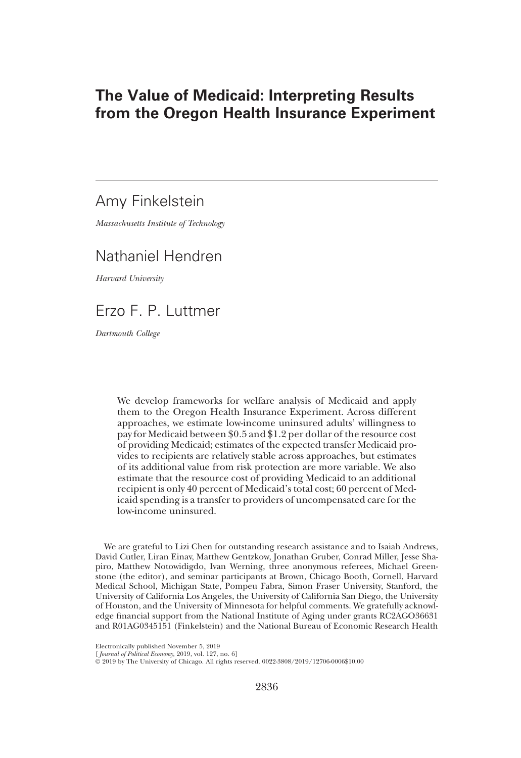# The Value of Medicaid: Interpreting Results from the Oregon Health Insurance Experiment

Amy Finkelstein

*Massachusetts Institute of Technology*

Nathaniel Hendren

*Harvard University*

Erzo F. P. Luttmer

*Dartmouth College*

We develop frameworks for welfare analysis of Medicaid and apply them to the Oregon Health Insurance Experiment. Across different approaches, we estimate low-income uninsured adults' willingness to pay for Medicaid between $0.5 and $1.2 per dollar of the resource cost of providing Medicaid; estimates of the expected transfer Medicaid provides to recipients are relatively stable across approaches, but estimates of its additional value from risk protection are more variable. We also estimate that the resource cost of providing Medicaid to an additional recipient is only 40 percent of Medicaid's total cost; 60 percent of Medicaid spending is a transfer to providers of uncompensated care for the low-income uninsured.

We are grateful to Lizi Chen for outstanding research assistance and to Isaiah Andrews, David Cutler, Liran Einav, Matthew Gentzkow, Jonathan Gruber, Conrad Miller, Jesse Shapiro, Matthew Notowidigdo, Ivan Werning, three anonymous referees, Michael Greenstone (the editor), and seminar participants at Brown, Chicago Booth, Cornell, Harvard Medical School, Michigan State, Pompeu Fabra, Simon Fraser University, Stanford, the University of California Los Angeles, the University of California San Diego, the University of Houston, and the University of Minnesota for helpful comments. We gratefully acknowledge financial support from the National Institute of Aging under grants RC2AGO36631 and R01AG0345151 (Finkelstein) and the National Bureau of Economic Research Health

Electronically published November 5, 2019
[*Journal of Political Economy*, 2019, vol. 127, no. 6]
© 2019 by The University of Chicago. All rights reserved. 0022-3808/2019/12706-0006$10.00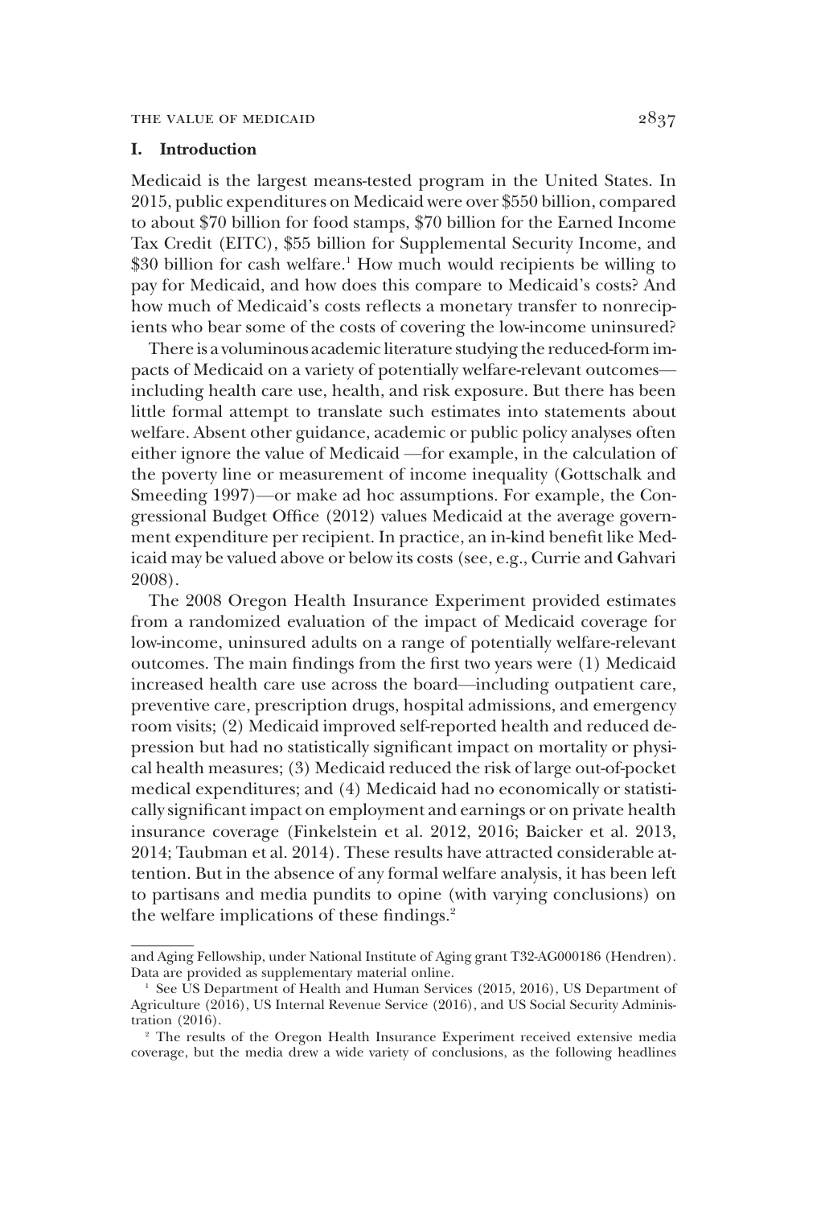## I. Introduction

Medicaid is the largest means-tested program in the United States. In 2015, public expenditures on Medicaid were over $550 billion, compared to about $70 billion for food stamps, $70 billion for the Earned Income Tax Credit (EITC), $55 billion for Supplemental Security Income, and $30 billion for cash welfare.[1] How much would recipients be willing to pay for Medicaid, and how does this compare to Medicaid's costs? And how much of Medicaid's costs reflects a monetary transfer to nonrecipients who bear some of the costs of covering the low-income uninsured?

There is a voluminous academic literature studying the reduced-form impacts of Medicaid on a variety of potentially welfare-relevant outcomes—including health care use, health, and risk exposure. But there has been little formal attempt to translate such estimates into statements about welfare. Absent other guidance, academic or public policy analyses often either ignore the value of Medicaid —for example, in the calculation of the poverty line or measurement of income inequality (Gottschalk and Smeeding 1997)—or make ad hoc assumptions. For example, the Congressional Budget Office (2012) values Medicaid at the average government expenditure per recipient. In practice, an in-kind benefit like Medicaid may be valued above or below its costs (see, e.g., Currie and Gahvari 2008).

The 2008 Oregon Health Insurance Experiment provided estimates from a randomized evaluation of the impact of Medicaid coverage for low-income, uninsured adults on a range of potentially welfare-relevant outcomes. The main findings from the first two years were (1) Medicaid increased health care use across the board—including outpatient care, preventive care, prescription drugs, hospital admissions, and emergency room visits; (2) Medicaid improved self-reported health and reduced depression but had no statistically significant impact on mortality or physical health measures; (3) Medicaid reduced the risk of large out-of-pocket medical expenditures; and (4) Medicaid had no economically or statistically significant impact on employment and earnings or on private health insurance coverage (Finkelstein et al. 2012, 2016; Baicker et al. 2013, 2014; Taubman et al. 2014). These results have attracted considerable attention. But in the absence of any formal welfare analysis, it has been left to partisans and media pundits to opine (with varying conclusions) on the welfare implications of these findings.[2]

---

and Aging Fellowship, under National Institute of Aging grant T32-AG000186 (Hendren). Data are provided as supplementary material online.

[1] See US Department of Health and Human Services (2015, 2016), US Department of Agriculture (2016), US Internal Revenue Service (2016), and US Social Security Administration (2016).

[2] The results of the Oregon Health Insurance Experiment received extensive media coverage, but the media drew a wide variety of conclusions, as the following headlines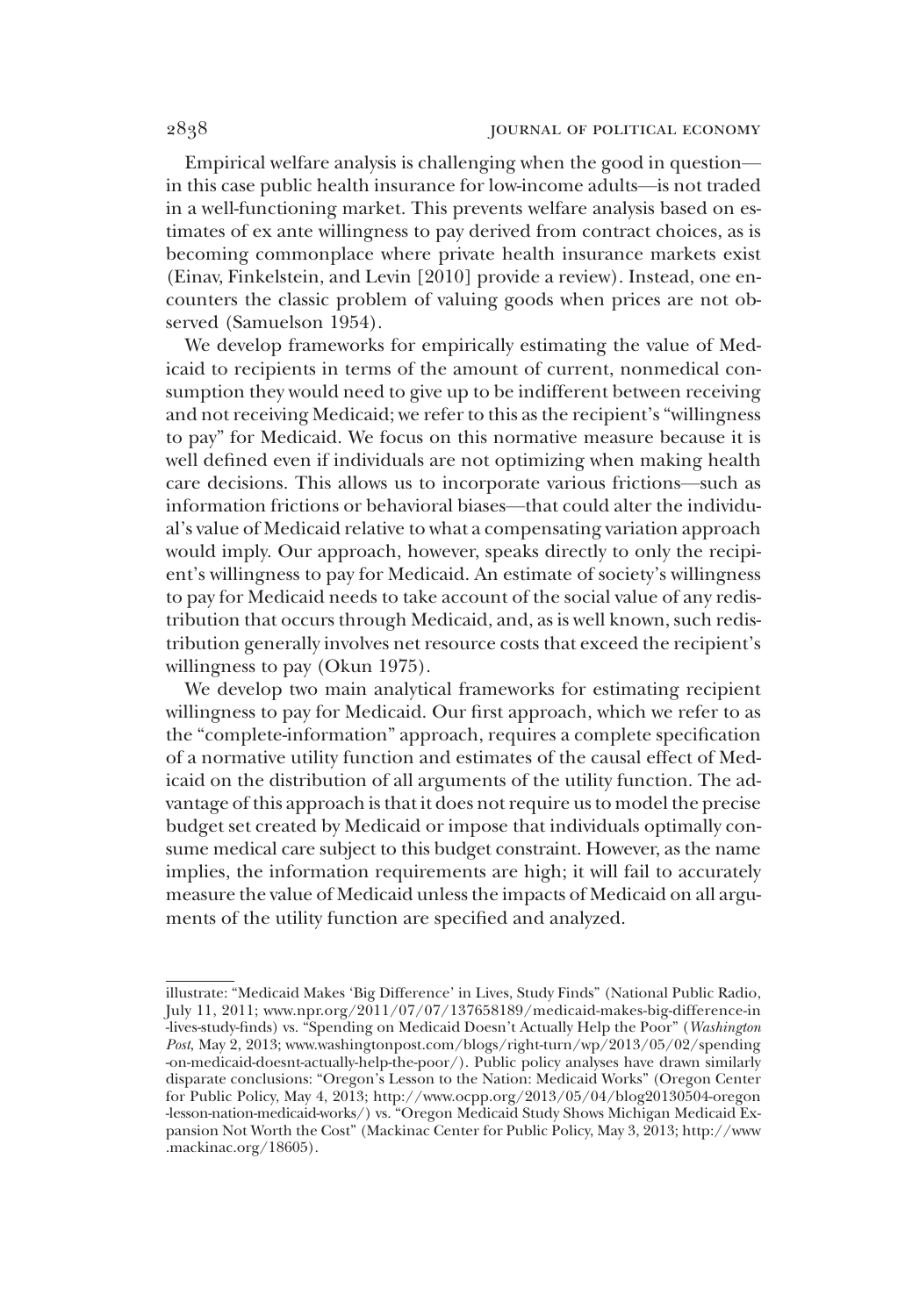Empirical welfare analysis is challenging when the good in question—in this case public health insurance for low-income adults—is not traded in a well-functioning market. This prevents welfare analysis based on estimates of ex ante willingness to pay derived from contract choices, as is becoming commonplace where private health insurance markets exist (Einav, Finkelstein, and Levin [2010] provide a review). Instead, one encounters the classic problem of valuing goods when prices are not observed (Samuelson 1954).

We develop frameworks for empirically estimating the value of Medicaid to recipients in terms of the amount of current, nonmedical consumption they would need to give up to be indifferent between receiving and not receiving Medicaid; we refer to this as the recipient's "willingness to pay" for Medicaid. We focus on this normative measure because it is well defined even if individuals are not optimizing when making health care decisions. This allows us to incorporate various frictions—such as information frictions or behavioral biases—that could alter the individual's value of Medicaid relative to what a compensating variation approach would imply. Our approach, however, speaks directly to only the recipient's willingness to pay for Medicaid. An estimate of society's willingness to pay for Medicaid needs to take account of the social value of any redistribution that occurs through Medicaid, and, as is well known, such redistribution generally involves net resource costs that exceed the recipient's willingness to pay (Okun 1975).

We develop two main analytical frameworks for estimating recipient willingness to pay for Medicaid. Our first approach, which we refer to as the "complete-information" approach, requires a complete specification of a normative utility function and estimates of the causal effect of Medicaid on the distribution of all arguments of the utility function. The advantage of this approach is that it does not require us to model the precise budget set created by Medicaid or impose that individuals optimally consume medical care subject to this budget constraint. However, as the name implies, the information requirements are high; it will fail to accurately measure the value of Medicaid unless the impacts of Medicaid on all arguments of the utility function are specified and analyzed.

---

illustrate: "Medicaid Makes 'Big Difference' in Lives, Study Finds" (National Public Radio, July 11, 2011; www.npr.org/2011/07/07/137658189/medicaid-makes-big-difference-in-lives-study-finds) vs. "Spending on Medicaid Doesn't Actually Help the Poor" (*Washington Post*, May 2, 2013; www.washingtonpost.com/blogs/right-turn/wp/2013/05/02/spending-on-medicaid-doesnt-actually-help-the-poor/). Public policy analyses have drawn similarly disparate conclusions: "Oregon's Lesson to the Nation: Medicaid Works" (Oregon Center for Public Policy, May 4, 2013; http://www.ocpp.org/2013/05/04/blog20130504-oregon-lesson-nation-medicaid-works/) vs. "Oregon Medicaid Study Shows Michigan Medicaid Expansion Not Worth the Cost" (Mackinac Center for Public Policy, May 3, 2013; http://www.mackinac.org/18605).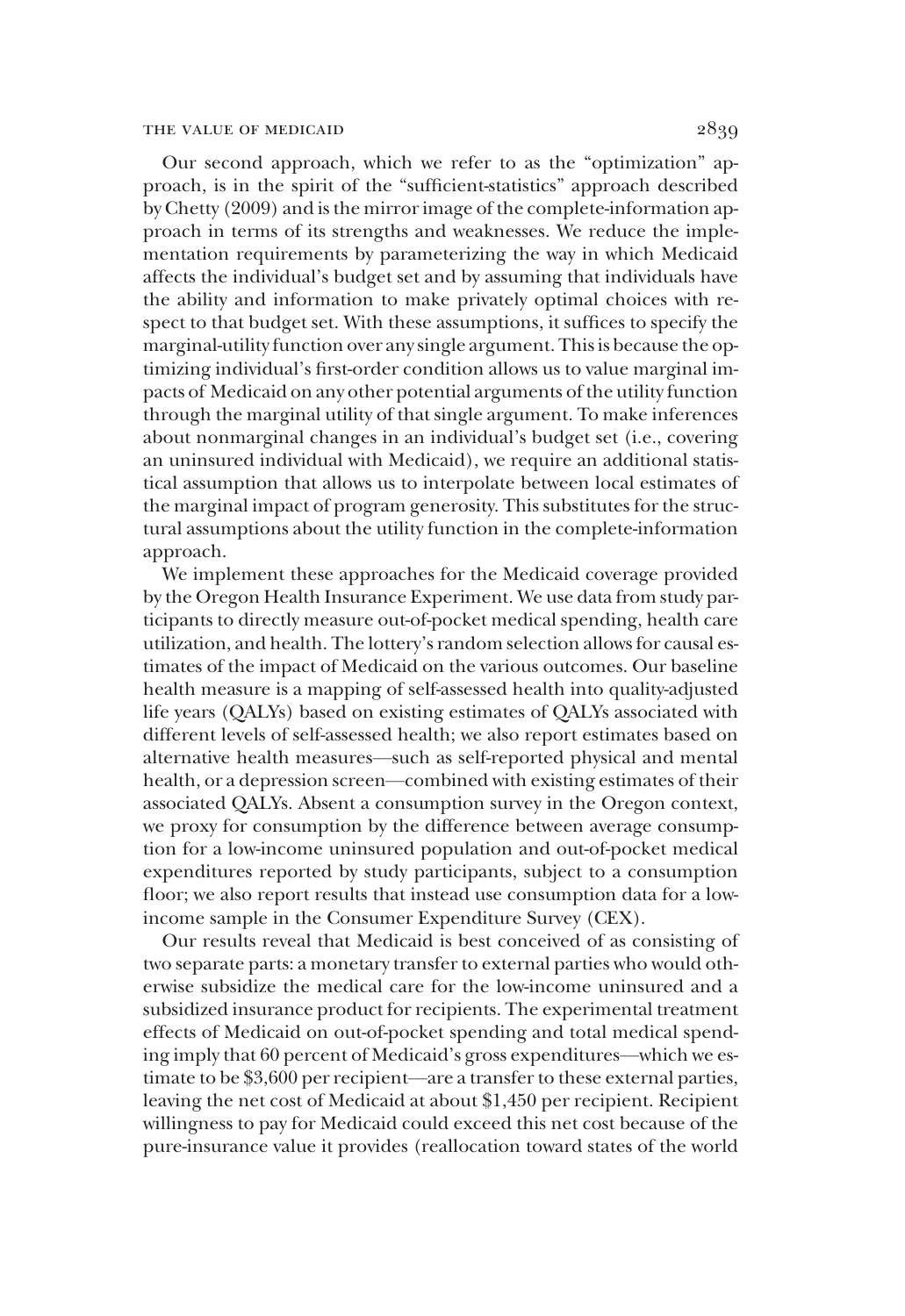Our second approach, which we refer to as the "optimization" approach, is in the spirit of the "sufficient-statistics" approach described by Chetty (2009) and is the mirror image of the complete-information approach in terms of its strengths and weaknesses. We reduce the implementation requirements by parameterizing the way in which Medicaid affects the individual's budget set and by assuming that individuals have the ability and information to make privately optimal choices with respect to that budget set. With these assumptions, it suffices to specify the marginal-utility function over any single argument. This is because the optimizing individual's first-order condition allows us to value marginal impacts of Medicaid on any other potential arguments of the utility function through the marginal utility of that single argument. To make inferences about nonmarginal changes in an individual's budget set (i.e., covering an uninsured individual with Medicaid), we require an additional statistical assumption that allows us to interpolate between local estimates of the marginal impact of program generosity. This substitutes for the structural assumptions about the utility function in the complete-information approach.

We implement these approaches for the Medicaid coverage provided by the Oregon Health Insurance Experiment. We use data from study participants to directly measure out-of-pocket medical spending, health care utilization, and health. The lottery's random selection allows for causal estimates of the impact of Medicaid on the various outcomes. Our baseline health measure is a mapping of self-assessed health into quality-adjusted life years (QALYs) based on existing estimates of QALYs associated with different levels of self-assessed health; we also report estimates based on alternative health measures—such as self-reported physical and mental health, or a depression screen—combined with existing estimates of their associated QALYs. Absent a consumption survey in the Oregon context, we proxy for consumption by the difference between average consumption for a low-income uninsured population and out-of-pocket medical expenditures reported by study participants, subject to a consumption floor; we also report results that instead use consumption data for a low-income sample in the Consumer Expenditure Survey (CEX).

Our results reveal that Medicaid is best conceived of as consisting of two separate parts: a monetary transfer to external parties who would otherwise subsidize the medical care for the low-income uninsured and a subsidized insurance product for recipients. The experimental treatment effects of Medicaid on out-of-pocket spending and total medical spending imply that 60 percent of Medicaid's gross expenditures—which we estimate to be \$3,600 per recipient—are a transfer to these external parties, leaving the net cost of Medicaid at about \$1,450 per recipient. Recipient willingness to pay for Medicaid could exceed this net cost because of the pure-insurance value it provides (reallocation toward states of the world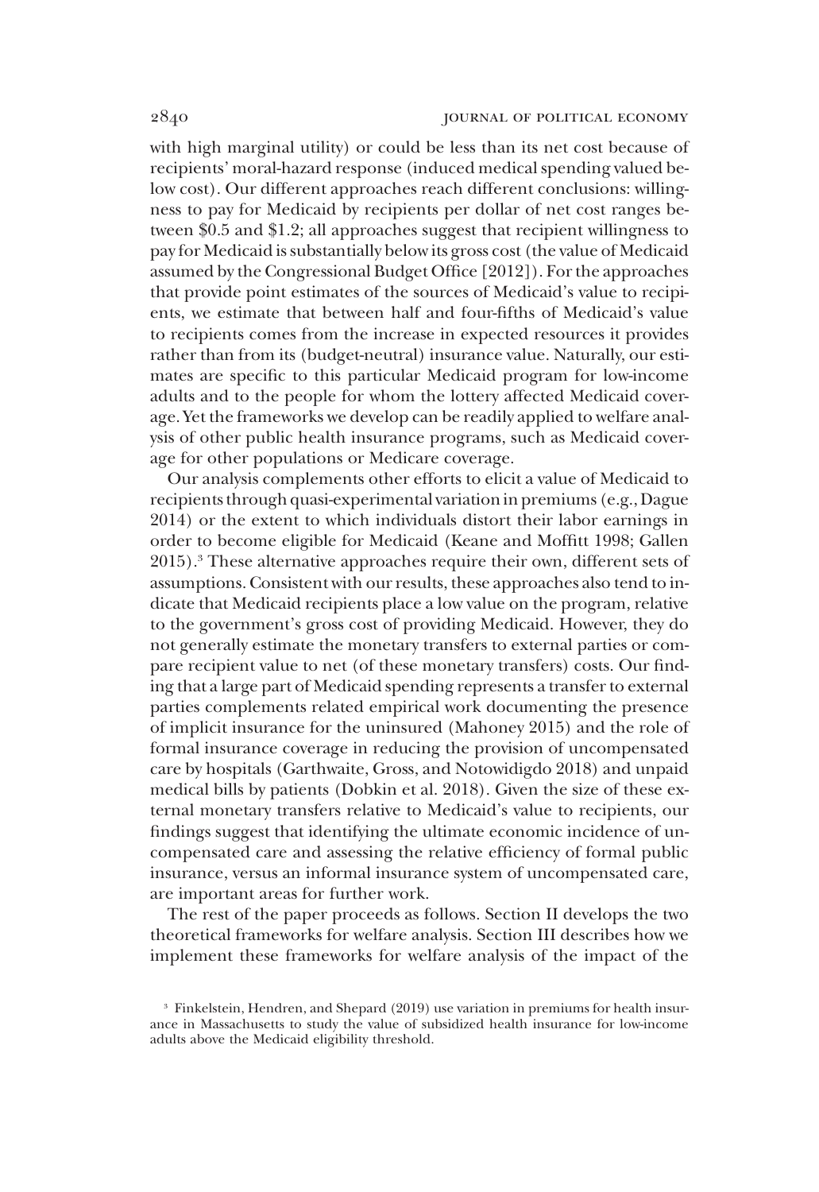with high marginal utility) or could be less than its net cost because of recipients' moral-hazard response (induced medical spending valued below cost). Our different approaches reach different conclusions: willingness to pay for Medicaid by recipients per dollar of net cost ranges between \$0.5 and \$1.2; all approaches suggest that recipient willingness to pay for Medicaid is substantially below its gross cost (the value of Medicaid assumed by the Congressional Budget Office [2012]). For the approaches that provide point estimates of the sources of Medicaid's value to recipients, we estimate that between half and four-fifths of Medicaid's value to recipients comes from the increase in expected resources it provides rather than from its (budget-neutral) insurance value. Naturally, our estimates are specific to this particular Medicaid program for low-income adults and to the people for whom the lottery affected Medicaid coverage. Yet the frameworks we develop can be readily applied to welfare analysis of other public health insurance programs, such as Medicaid coverage for other populations or Medicare coverage.

Our analysis complements other efforts to elicit a value of Medicaid to recipients through quasi-experimental variation in premiums (e.g., Dague 2014) or the extent to which individuals distort their labor earnings in order to become eligible for Medicaid (Keane and Moffitt 1998; Gallen 2015).[3] These alternative approaches require their own, different sets of assumptions. Consistent with our results, these approaches also tend to indicate that Medicaid recipients place a low value on the program, relative to the government's gross cost of providing Medicaid. However, they do not generally estimate the monetary transfers to external parties or compare recipient value to net (of these monetary transfers) costs. Our finding that a large part of Medicaid spending represents a transfer to external parties complements related empirical work documenting the presence of implicit insurance for the uninsured (Mahoney 2015) and the role of formal insurance coverage in reducing the provision of uncompensated care by hospitals (Garthwaite, Gross, and Notowidigdo 2018) and unpaid medical bills by patients (Dobkin et al. 2018). Given the size of these external monetary transfers relative to Medicaid's value to recipients, our findings suggest that identifying the ultimate economic incidence of uncompensated care and assessing the relative efficiency of formal public insurance, versus an informal insurance system of uncompensated care, are important areas for further work.

The rest of the paper proceeds as follows. Section II develops the two theoretical frameworks for welfare analysis. Section III describes how we implement these frameworks for welfare analysis of the impact of the

[3] Finkelstein, Hendren, and Shepard (2019) use variation in premiums for health insurance in Massachusetts to study the value of subsidized health insurance for low-income adults above the Medicaid eligibility threshold.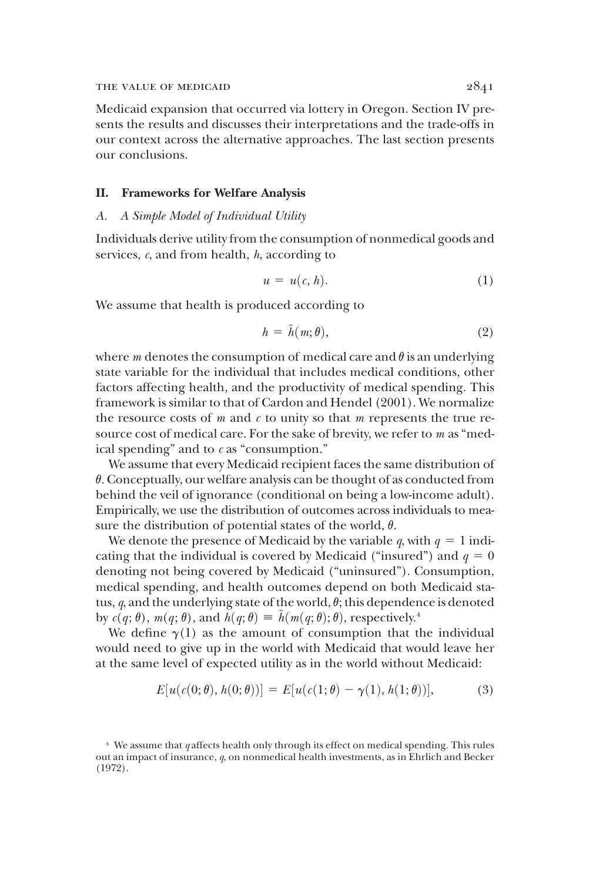Medicaid expansion that occurred via lottery in Oregon. Section IV presents the results and discusses their interpretations and the trade-offs in our context across the alternative approaches. The last section presents our conclusions.

## II. Frameworks for Welfare Analysis

### A. *A Simple Model of Individual Utility*

Individuals derive utility from the consumption of nonmedical goods and services, $c$, and from health, $h$, according to

$$u = u(c, h). \tag{1}$$

We assume that health is produced according to

$$h = \tilde{h}(m; \theta), \tag{2}$$

where $m$ denotes the consumption of medical care and $\theta$ is an underlying state variable for the individual that includes medical conditions, other factors affecting health, and the productivity of medical spending. This framework is similar to that of Cardon and Hendel (2001). We normalize the resource costs of $m$ and $c$ to unity so that $m$ represents the true resource cost of medical care. For the sake of brevity, we refer to $m$ as "medical spending" and to $c$ as "consumption."

We assume that every Medicaid recipient faces the same distribution of $\theta$. Conceptually, our welfare analysis can be thought of as conducted from behind the veil of ignorance (conditional on being a low-income adult). Empirically, we use the distribution of outcomes across individuals to measure the distribution of potential states of the world, $\theta$.

We denote the presence of Medicaid by the variable $q$, with $q = 1$ indicating that the individual is covered by Medicaid ("insured") and $q = 0$ denoting not being covered by Medicaid ("uninsured"). Consumption, medical spending, and health outcomes depend on both Medicaid status, $q$, and the underlying state of the world, $\theta$; this dependence is denoted by $c(q; \theta)$, $m(q; \theta)$, and $h(q; \theta) \equiv \tilde{h}(m(q; \theta); \theta)$, respectively.[4]

We define $\gamma(1)$ as the amount of consumption that the individual would need to give up in the world with Medicaid that would leave her at the same level of expected utility as in the world without Medicaid:

$$E[u(c(0; \theta), h(0; \theta))] = E[u(c(1; \theta) - \gamma(1), h(1; \theta))], \tag{3}$$

[4] We assume that $q$ affects health only through its effect on medical spending. This rules out an impact of insurance, $q$, on nonmedical health investments, as in Ehrlich and Becker (1972).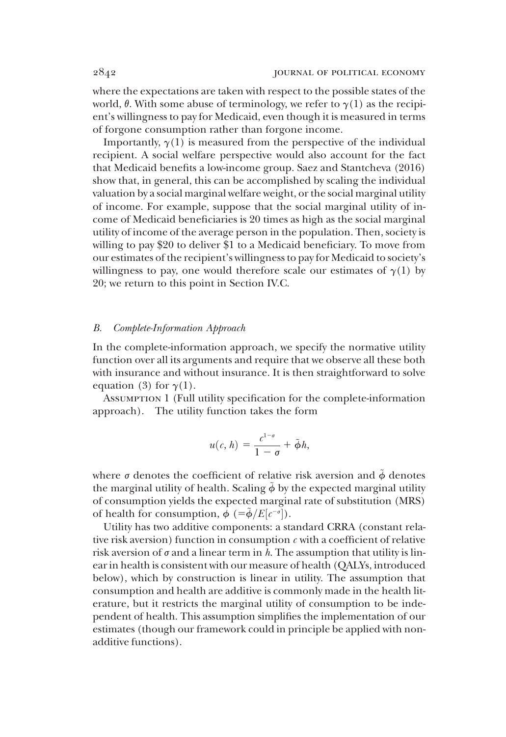where the expectations are taken with respect to the possible states of the world, $\theta$. With some abuse of terminology, we refer to $\gamma(1)$ as the recipient's willingness to pay for Medicaid, even though it is measured in terms of forgone consumption rather than forgone income.

Importantly, $\gamma(1)$ is measured from the perspective of the individual recipient. A social welfare perspective would also account for the fact that Medicaid benefits a low-income group. Saez and Stantcheva (2016) show that, in general, this can be accomplished by scaling the individual valuation by a social marginal welfare weight, or the social marginal utility of income. For example, suppose that the social marginal utility of income of Medicaid beneficiaries is 20 times as high as the social marginal utility of income of the average person in the population. Then, society is willing to pay \$20 to deliver \$1 to a Medicaid beneficiary. To move from our estimates of the recipient's willingness to pay for Medicaid to society's willingness to pay, one would therefore scale our estimates of $\gamma(1)$ by 20; we return to this point in Section IV.C.

### *B. Complete-Information Approach*

In the complete-information approach, we specify the normative utility function over all its arguments and require that we observe all these both with insurance and without insurance. It is then straightforward to solve equation (3) for $\gamma(1)$.

Assumption 1 (Full utility specification for the complete-information approach). The utility function takes the form

$$u(c, h) = \frac{c^{1-\sigma}}{1-\sigma} + \tilde{\phi} h,$$

where $\sigma$ denotes the coefficient of relative risk aversion and $\tilde{\phi}$ denotes the marginal utility of health. Scaling $\tilde{\phi}$ by the expected marginal utility of consumption yields the expected marginal rate of substitution (MRS) of health for consumption, $\phi$ $(=\tilde{\phi}/E[c^{-\sigma}])$.

Utility has two additive components: a standard CRRA (constant relative risk aversion) function in consumption $c$ with a coefficient of relative risk aversion of $\sigma$ and a linear term in $h$. The assumption that utility is linear in health is consistent with our measure of health (QALYs, introduced below), which by construction is linear in utility. The assumption that consumption and health are additive is commonly made in the health literature, but it restricts the marginal utility of consumption to be independent of health. This assumption simplifies the implementation of our estimates (though our framework could in principle be applied with nonadditive functions).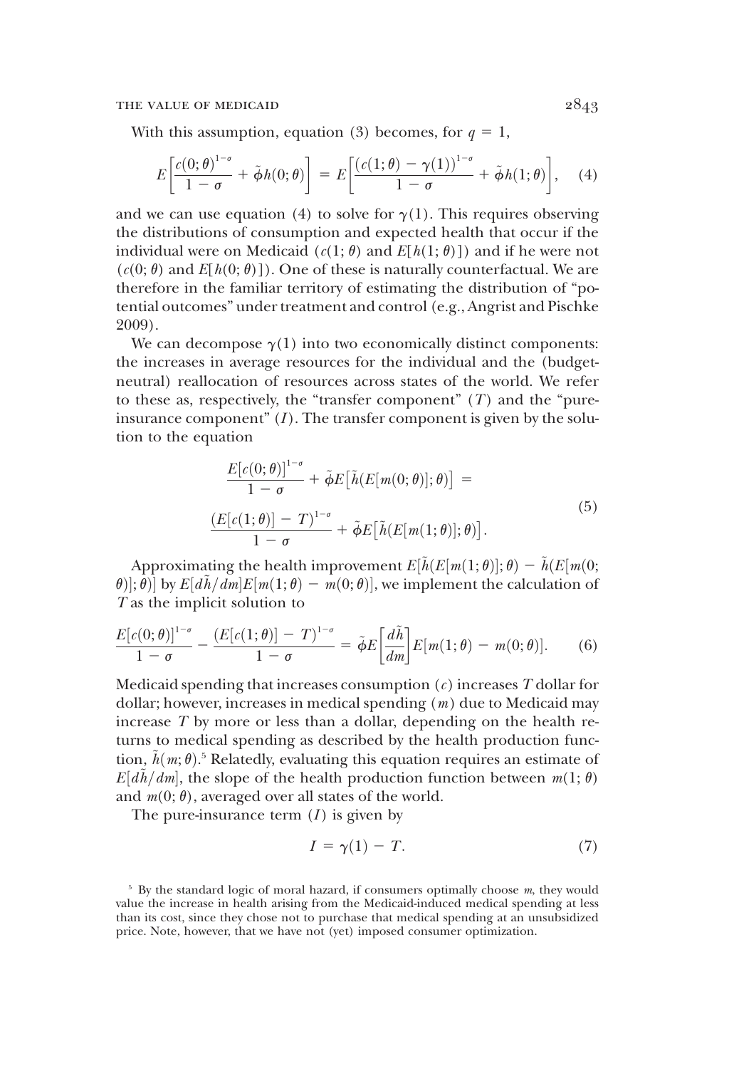With this assumption, equation (3) becomes, for $q = 1$,

$$E\left[\frac{c(0;\theta)^{1-\sigma}}{1-\sigma} + \tilde{\phi}h(0;\theta)\right] = E\left[\frac{(c(1;\theta) - \gamma(1))^{1-\sigma}}{1-\sigma} + \tilde{\phi}h(1;\theta)\right], \quad (4)$$

and we can use equation (4) to solve for $\gamma(1)$. This requires observing the distributions of consumption and expected health that occur if the individual were on Medicaid ($c(1;\theta)$ and $E[h(1;\theta)]$) and if he were not ($c(0;\theta)$ and $E[h(0;\theta)]$). One of these is naturally counterfactual. We are therefore in the familiar territory of estimating the distribution of "potential outcomes" under treatment and control (e.g., Angrist and Pischke 2009).

We can decompose $\gamma(1)$ into two economically distinct components: the increases in average resources for the individual and the (budget-neutral) reallocation of resources across states of the world. We refer to these as, respectively, the "transfer component" ($T$) and the "pure-insurance component" ($I$). The transfer component is given by the solution to the equation

$$\begin{aligned} &\frac{E[c(0;\theta)]^{1-\sigma}}{1-\sigma} + \tilde{\phi}E\left[\tilde{h}(E[m(0;\theta)];\theta)\right] = \\ &\frac{(E[c(1;\theta)] - T)^{1-\sigma}}{1-\sigma} + \tilde{\phi}E\left[\tilde{h}(E[m(1;\theta)];\theta)\right]. \end{aligned} \quad (5)$$

Approximating the health improvement $E[\tilde{h}(E[m(1;\theta)];\theta) - \tilde{h}(E[m(0;\theta)];\theta)]$ by $E[d\tilde{h}/dm]E[m(1;\theta) - m(0;\theta)]$, we implement the calculation of $T$ as the implicit solution to

$$\frac{E[c(0;\theta)]^{1-\sigma}}{1-\sigma} - \frac{(E[c(1;\theta)] - T)^{1-\sigma}}{1-\sigma} = \tilde{\phi}E\left[\frac{d\tilde{h}}{dm}\right]E[m(1;\theta) - m(0;\theta)]. \quad (6)$$

Medicaid spending that increases consumption ($c$) increases $T$ dollar for dollar; however, increases in medical spending ($m$) due to Medicaid may increase $T$ by more or less than a dollar, depending on the health returns to medical spending as described by the health production function, $\tilde{h}(m;\theta)$.[5] Relatedly, evaluating this equation requires an estimate of $E[d\tilde{h}/dm]$, the slope of the health production function between $m(1;\theta)$ and $m(0;\theta)$, averaged over all states of the world.

The pure-insurance term ($I$) is given by

$$I = \gamma(1) - T. \quad (7)$$

[5] By the standard logic of moral hazard, if consumers optimally choose $m$, they would value the increase in health arising from the Medicaid-induced medical spending at less than its cost, since they chose not to purchase that medical spending at an unsubsidized price. Note, however, that we have not (yet) imposed consumer optimization.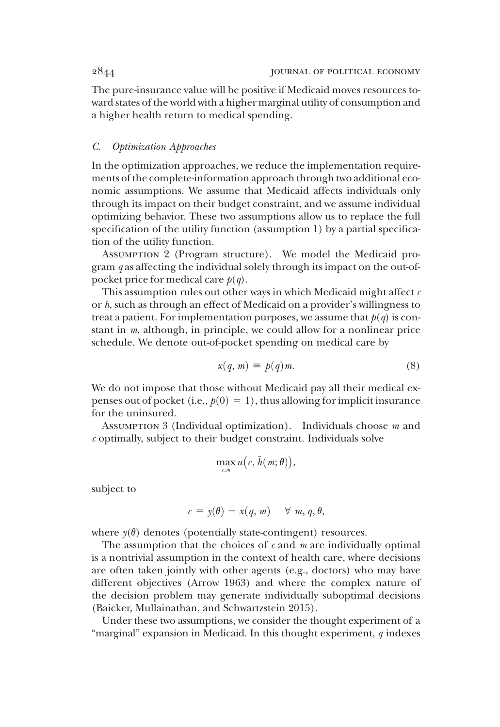The pure-insurance value will be positive if Medicaid moves resources toward states of the world with a higher marginal utility of consumption and a higher health return to medical spending.

### *C. Optimization Approaches*

In the optimization approaches, we reduce the implementation requirements of the complete-information approach through two additional economic assumptions. We assume that Medicaid affects individuals only through its impact on their budget constraint, and we assume individual optimizing behavior. These two assumptions allow us to replace the full specification of the utility function (assumption 1) by a partial specification of the utility function.

Assumption 2 (Program structure). We model the Medicaid program $q$ as affecting the individual solely through its impact on the out-of-pocket price for medical care $p(q)$.

This assumption rules out other ways in which Medicaid might affect $c$ or $h$, such as through an effect of Medicaid on a provider's willingness to treat a patient. For implementation purposes, we assume that $p(q)$ is constant in $m$, although, in principle, we could allow for a nonlinear price schedule. We denote out-of-pocket spending on medical care by

$$x(q, m) \equiv p(q)m. \tag{8}$$

We do not impose that those without Medicaid pay all their medical expenses out of pocket (i.e., $p(0) = 1$), thus allowing for implicit insurance for the uninsured.

Assumption 3 (Individual optimization). Individuals choose $m$ and $c$ optimally, subject to their budget constraint. Individuals solve

$$\max_{c,m} u\big(c, \tilde{h}(m; \theta)\big),$$

subject to

$$c = y(\theta) - x(q, m) \quad \forall\ m, q, \theta,$$

where $y(\theta)$ denotes (potentially state-contingent) resources.

The assumption that the choices of $c$ and $m$ are individually optimal is a nontrivial assumption in the context of health care, where decisions are often taken jointly with other agents (e.g., doctors) who may have different objectives (Arrow 1963) and where the complex nature of the decision problem may generate individually suboptimal decisions (Baicker, Mullainathan, and Schwartzstein 2015).

Under these two assumptions, we consider the thought experiment of a "marginal" expansion in Medicaid. In this thought experiment, $q$ indexes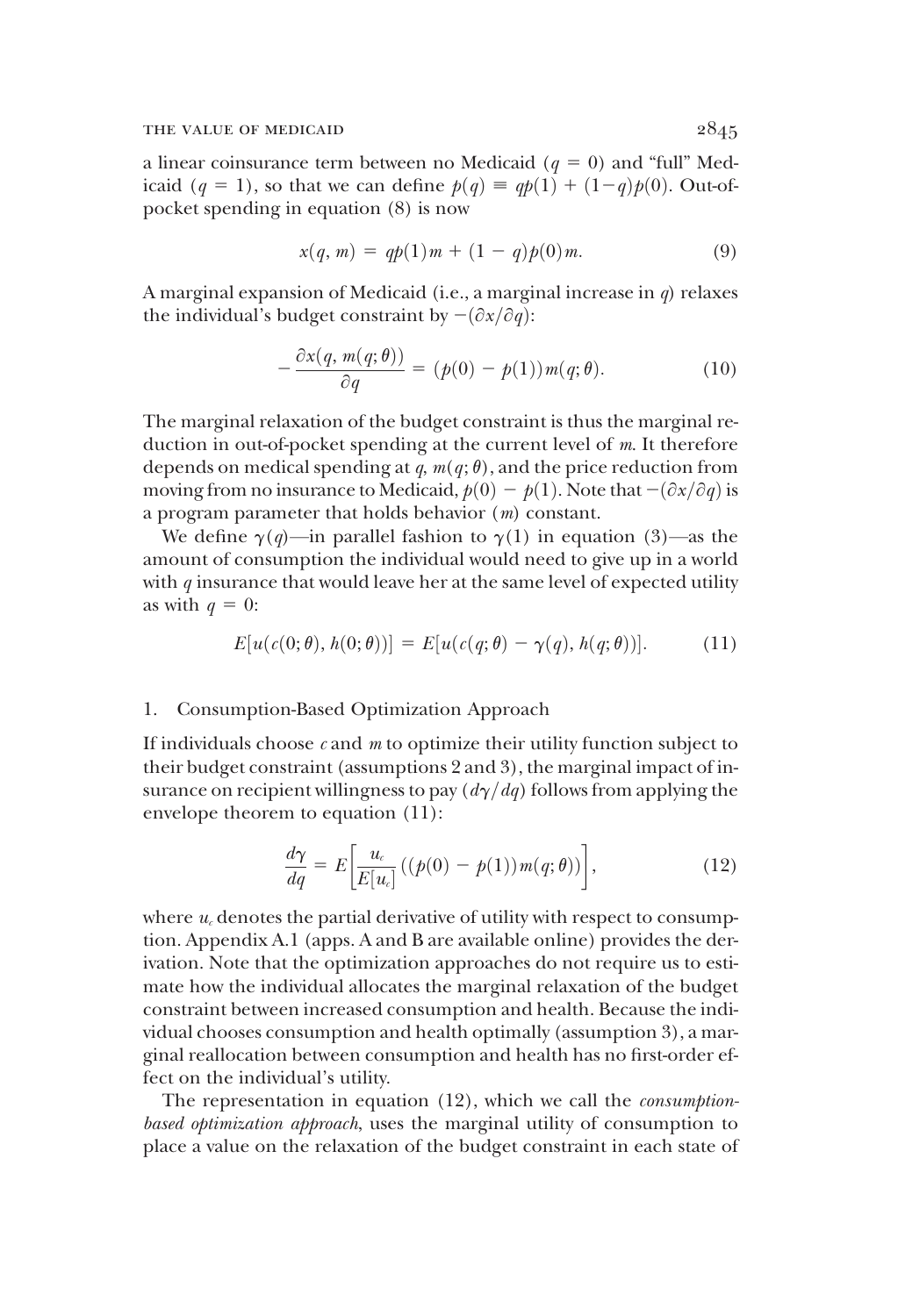a linear coinsurance term between no Medicaid ($q = 0$) and "full" Medicaid ($q = 1$), so that we can define $p(q) \equiv qp(1) + (1-q)p(0)$. Out-of-pocket spending in equation (8) is now

$$x(q, m) = qp(1)m + (1 - q)p(0)m. \tag{9}$$

A marginal expansion of Medicaid (i.e., a marginal increase in $q$) relaxes the individual's budget constraint by $-(\partial x/\partial q)$:

$$-\frac{\partial x(q, m(q;\theta))}{\partial q} = (p(0) - p(1))m(q;\theta). \tag{10}$$

The marginal relaxation of the budget constraint is thus the marginal reduction in out-of-pocket spending at the current level of $m$. It therefore depends on medical spending at $q$, $m(q;\theta)$, and the price reduction from moving from no insurance to Medicaid, $p(0) - p(1)$. Note that $-(\partial x/\partial q)$ is a program parameter that holds behavior ($m$) constant.

We define $\gamma(q)$—in parallel fashion to $\gamma(1)$ in equation (3)—as the amount of consumption the individual would need to give up in a world with $q$ insurance that would leave her at the same level of expected utility as with $q = 0$:

$$E[u(c(0;\theta), h(0;\theta))] = E[u(c(q;\theta) - \gamma(q), h(q;\theta))]. \tag{11}$$

### 1. Consumption-Based Optimization Approach

If individuals choose $c$ and $m$ to optimize their utility function subject to their budget constraint (assumptions 2 and 3), the marginal impact of insurance on recipient willingness to pay ($d\gamma/dq$) follows from applying the envelope theorem to equation (11):

$$\frac{d\gamma}{dq} = E\left[\frac{u_c}{E[u_c]}((p(0) - p(1))m(q;\theta))\right], \tag{12}$$

where $u_c$ denotes the partial derivative of utility with respect to consumption. Appendix A.1 (apps. A and B are available online) provides the derivation. Note that the optimization approaches do not require us to estimate how the individual allocates the marginal relaxation of the budget constraint between increased consumption and health. Because the individual chooses consumption and health optimally (assumption 3), a marginal reallocation between consumption and health has no first-order effect on the individual's utility.

The representation in equation (12), which we call the *consumption-based optimization approach*, uses the marginal utility of consumption to place a value on the relaxation of the budget constraint in each state of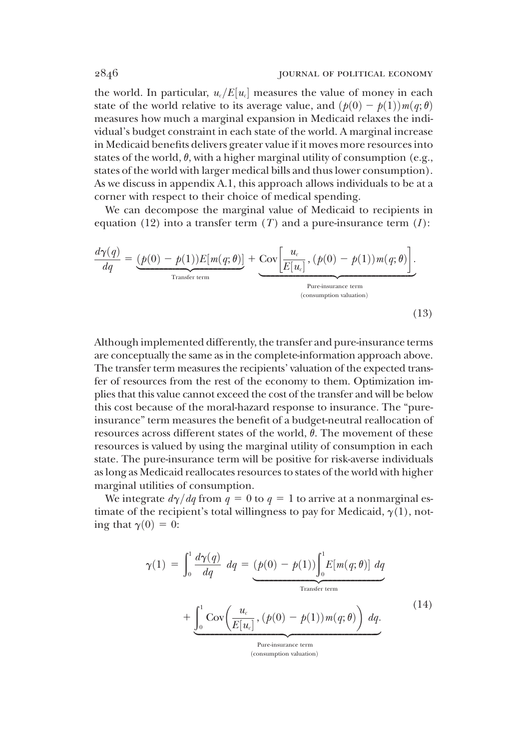the world. In particular, $u_c/E[u_c]$ measures the value of money in each state of the world relative to its average value, and $(p(0) - p(1))m(q;\theta)$ measures how much a marginal expansion in Medicaid relaxes the individual's budget constraint in each state of the world. A marginal increase in Medicaid benefits delivers greater value if it moves more resources into states of the world, $\theta$, with a higher marginal utility of consumption (e.g., states of the world with larger medical bills and thus lower consumption). As we discuss in appendix A.1, this approach allows individuals to be at a corner with respect to their choice of medical spending.

We can decompose the marginal value of Medicaid to recipients in equation (12) into a transfer term ($T$) and a pure-insurance term ($I$):

$$\frac{d\gamma(q)}{dq} = \underbrace{(p(0) - p(1))E[m(q;\theta)]}_{\text{Transfer term}} + \underbrace{\text{Cov}\left[\frac{u_c}{E[u_c]}, (p(0) - p(1))m(q;\theta)\right]}_{\substack{\text{Pure-insurance term} \\ \text{(consumption valuation)}}}. \tag{13}$$

Although implemented differently, the transfer and pure-insurance terms are conceptually the same as in the complete-information approach above. The transfer term measures the recipients' valuation of the expected transfer of resources from the rest of the economy to them. Optimization implies that this value cannot exceed the cost of the transfer and will be below this cost because of the moral-hazard response to insurance. The "pure-insurance" term measures the benefit of a budget-neutral reallocation of resources across different states of the world, $\theta$. The movement of these resources is valued by using the marginal utility of consumption in each state. The pure-insurance term will be positive for risk-averse individuals as long as Medicaid reallocates resources to states of the world with higher marginal utilities of consumption.

We integrate $d\gamma/dq$ from $q = 0$ to $q = 1$ to arrive at a nonmarginal estimate of the recipient's total willingness to pay for Medicaid, $\gamma(1)$, noting that $\gamma(0) = 0$:

$$\gamma(1) = \int_0^1 \frac{d\gamma(q)}{dq}\, dq = \underbrace{(p(0) - p(1))\int_0^1 E[m(q;\theta)]\, dq}_{\text{Transfer term}} + \underbrace{\int_0^1 \text{Cov}\left(\frac{u_c}{E[u_c]}, (p(0) - p(1))m(q;\theta)\right) dq}_{\substack{\text{Pure-insurance term} \\ \text{(consumption valuation)}}}. \tag{14}$$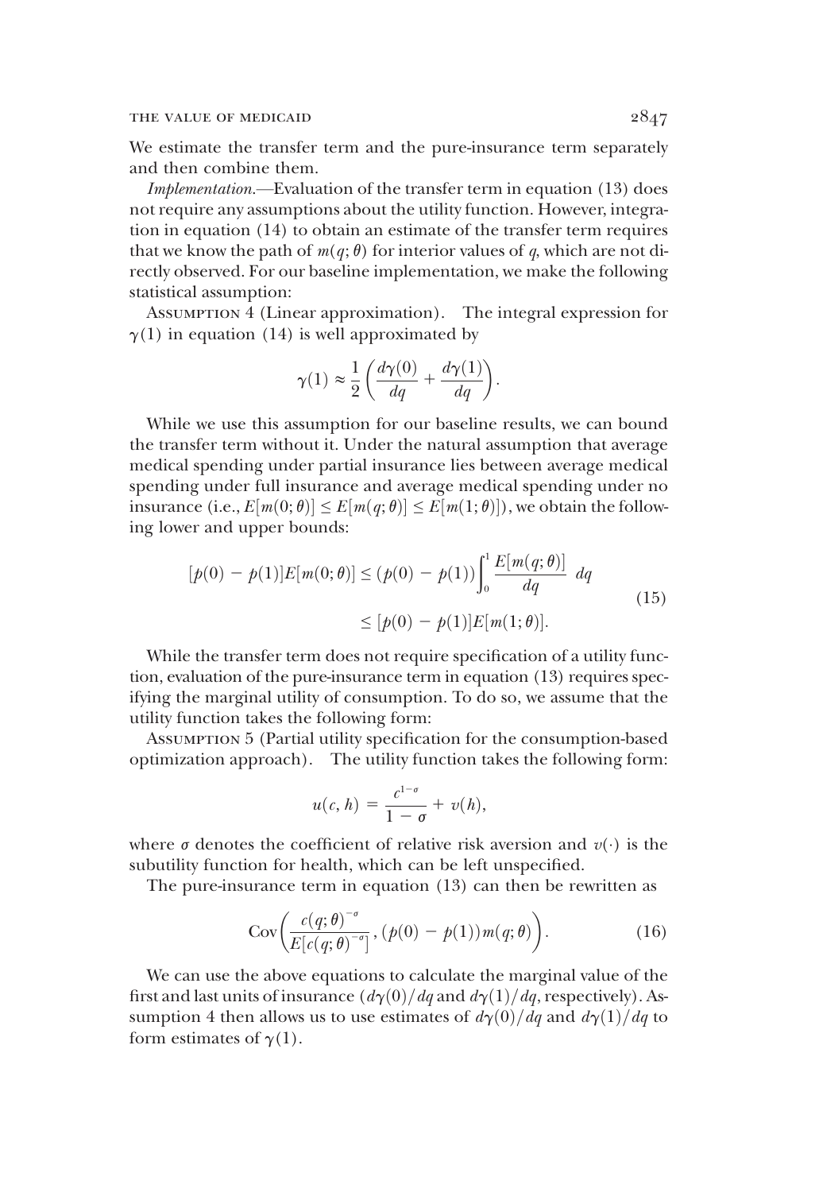We estimate the transfer term and the pure-insurance term separately and then combine them.

*Implementation.*—Evaluation of the transfer term in equation (13) does not require any assumptions about the utility function. However, integration in equation (14) to obtain an estimate of the transfer term requires that we know the path of $m(q;\theta)$ for interior values of $q$, which are not directly observed. For our baseline implementation, we make the following statistical assumption:

Assumption 4 (Linear approximation). The integral expression for $\gamma(1)$ in equation (14) is well approximated by

$$\gamma(1) \approx \frac{1}{2}\left(\frac{d\gamma(0)}{dq} + \frac{d\gamma(1)}{dq}\right).$$

While we use this assumption for our baseline results, we can bound the transfer term without it. Under the natural assumption that average medical spending under partial insurance lies between average medical spending under full insurance and average medical spending under no insurance (i.e., $E[m(0;\theta)] \le E[m(q;\theta)] \le E[m(1;\theta)]$), we obtain the following lower and upper bounds:

$$\begin{aligned}[p(0) - p(1)]E[m(0;\theta)] \le (p(0) - p(1))\int_0^1 \frac{E[m(q;\theta)]}{dq}\ dq \\ \le [p(0) - p(1)]E[m(1;\theta)].\end{aligned} \tag{15}$$

While the transfer term does not require specification of a utility function, evaluation of the pure-insurance term in equation (13) requires specifying the marginal utility of consumption. To do so, we assume that the utility function takes the following form:

Assumption 5 (Partial utility specification for the consumption-based optimization approach). The utility function takes the following form:

$$u(c,h) = \frac{c^{1-\sigma}}{1-\sigma} + v(h),$$

where $\sigma$ denotes the coefficient of relative risk aversion and $v(\cdot)$ is the subutility function for health, which can be left unspecified.

The pure-insurance term in equation (13) can then be rewritten as

$$\mathrm{Cov}\left(\frac{c(q;\theta)^{-\sigma}}{E[c(q;\theta)^{-\sigma}]}, (p(0) - p(1))m(q;\theta)\right). \tag{16}$$

We can use the above equations to calculate the marginal value of the first and last units of insurance ($d\gamma(0)/dq$ and $d\gamma(1)/dq$, respectively). Assumption 4 then allows us to use estimates of $d\gamma(0)/dq$ and $d\gamma(1)/dq$ to form estimates of $\gamma(1)$.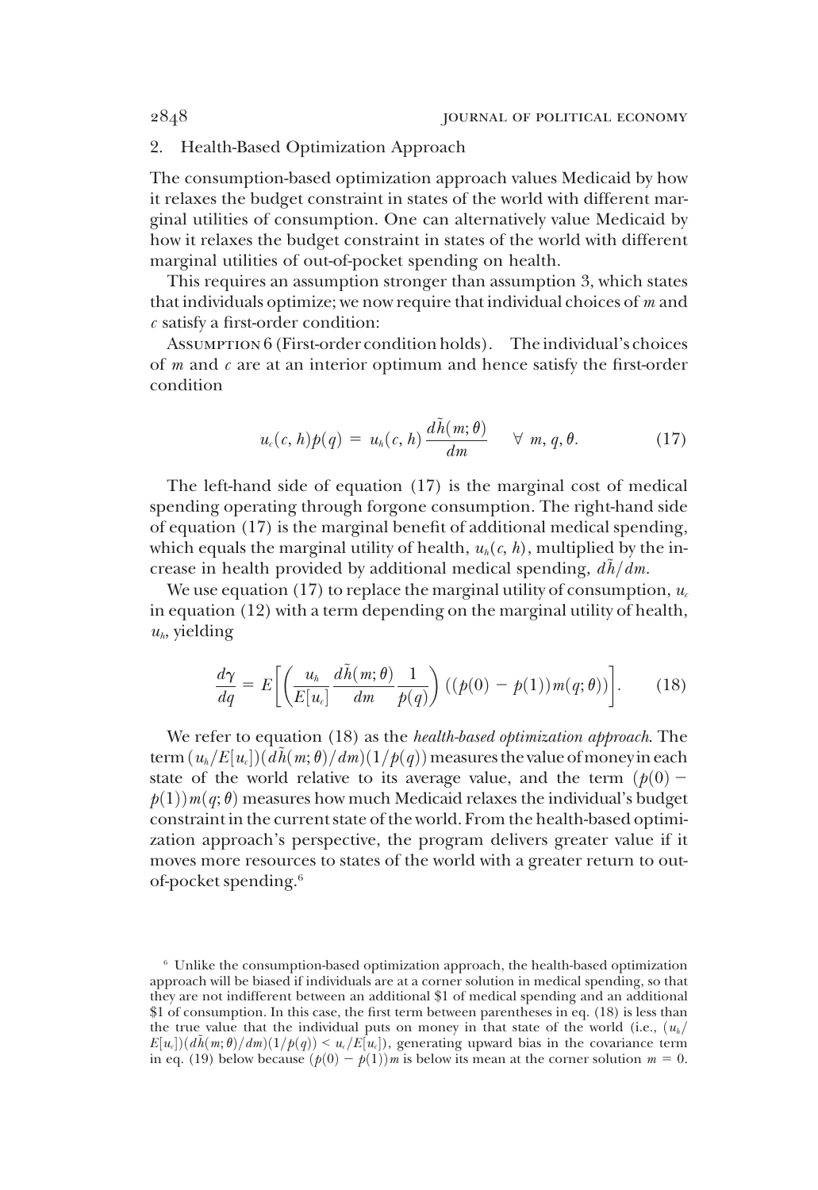## 2. Health-Based Optimization Approach

The consumption-based optimization approach values Medicaid by how it relaxes the budget constraint in states of the world with different marginal utilities of consumption. One can alternatively value Medicaid by how it relaxes the budget constraint in states of the world with different marginal utilities of out-of-pocket spending on health.

This requires an assumption stronger than assumption 3, which states that individuals optimize; we now require that individual choices of $m$ and $c$ satisfy a first-order condition:

Assumption 6 (First-order condition holds). The individual's choices of $m$ and $c$ are at an interior optimum and hence satisfy the first-order condition

$$u_c(c, h)p(q) = u_h(c, h)\frac{d\tilde{h}(m; \theta)}{dm} \quad \forall\ m, q, \theta. \tag{17}$$

The left-hand side of equation (17) is the marginal cost of medical spending operating through forgone consumption. The right-hand side of equation (17) is the marginal benefit of additional medical spending, which equals the marginal utility of health, $u_h(c, h)$, multiplied by the increase in health provided by additional medical spending, $d\tilde{h}/dm$.

We use equation (17) to replace the marginal utility of consumption, $u_c$ in equation (12) with a term depending on the marginal utility of health, $u_h$, yielding

$$\frac{d\gamma}{dq} = E\left[\left(\frac{u_h}{E[u_c]}\frac{d\tilde{h}(m; \theta)}{dm}\frac{1}{p(q)}\right)((p(0) - p(1))m(q; \theta))\right]. \tag{18}$$

We refer to equation (18) as the *health-based optimization approach*. The term $(u_h/E[u_c])(d\tilde{h}(m; \theta)/dm)(1/p(q))$ measures the value of money in each state of the world relative to its average value, and the term $(p(0) - p(1))m(q; \theta)$ measures how much Medicaid relaxes the individual's budget constraint in the current state of the world. From the health-based optimization approach's perspective, the program delivers greater value if it moves more resources to states of the world with a greater return to out-of-pocket spending.[6]

[6] Unlike the consumption-based optimization approach, the health-based optimization approach will be biased if individuals are at a corner solution in medical spending, so that they are not indifferent between an additional \$1 of medical spending and an additional \$1 of consumption. In this case, the first term between parentheses in eq. (18) is less than the true value that the individual puts on money in that state of the world (i.e., $(u_h/E[u_c])(d\tilde{h}(m; \theta)/dm)(1/p(q)) < u_c/E[u_c]$), generating upward bias in the covariance term in eq. (19) below because $(p(0) - p(1))m$ is below its mean at the corner solution $m = 0$.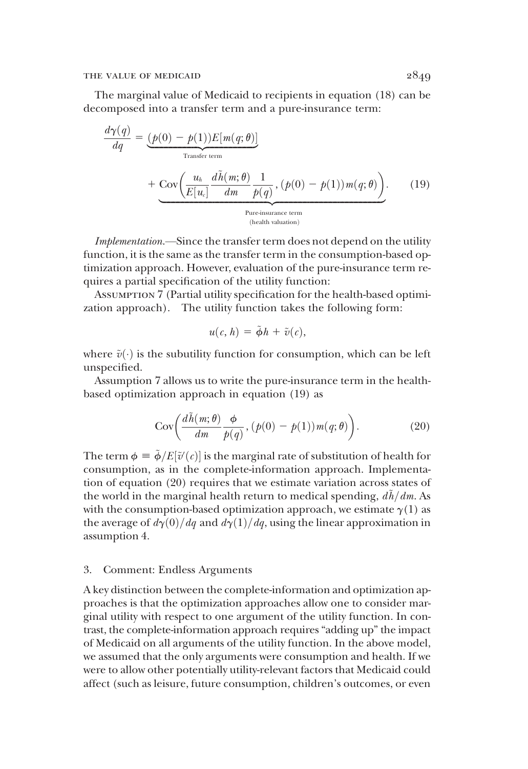The marginal value of Medicaid to recipients in equation (18) can be decomposed into a transfer term and a pure-insurance term:

$$\frac{d\gamma(q)}{dq} = \underbrace{(p(0) - p(1))E[m(q;\theta)]}_{\text{Transfer term}} + \underbrace{\text{Cov}\left(\frac{u_h}{E[u_c]}\frac{d\tilde{h}(m;\theta)}{dm}\frac{1}{p(q)}, (p(0) - p(1))m(q;\theta)\right)}_{\substack{\text{Pure-insurance term} \\ \text{(health valuation)}}}. \tag{19}$$

*Implementation.*—Since the transfer term does not depend on the utility function, it is the same as the transfer term in the consumption-based optimization approach. However, evaluation of the pure-insurance term requires a partial specification of the utility function:

Assumption 7 (Partial utility specification for the health-based optimization approach). The utility function takes the following form:

$$u(c, h) = \tilde{\phi}h + \tilde{v}(c),$$

where $\tilde{v}(\cdot)$ is the subutility function for consumption, which can be left unspecified.

Assumption 7 allows us to write the pure-insurance term in the health-based optimization approach in equation (19) as

$$\text{Cov}\left(\frac{d\tilde{h}(m;\theta)}{dm}\frac{\phi}{p(q)}, (p(0) - p(1))m(q;\theta)\right). \tag{20}$$

The term $\phi \equiv \tilde{\phi}/E[\tilde{v}'(c)]$ is the marginal rate of substitution of health for consumption, as in the complete-information approach. Implementation of equation (20) requires that we estimate variation across states of the world in the marginal health return to medical spending, $d\tilde{h}/dm$. As with the consumption-based optimization approach, we estimate $\gamma(1)$ as the average of $d\gamma(0)/dq$ and $d\gamma(1)/dq$, using the linear approximation in assumption 4.

## 3. Comment: Endless Arguments

A key distinction between the complete-information and optimization approaches is that the optimization approaches allow one to consider marginal utility with respect to one argument of the utility function. In contrast, the complete-information approach requires "adding up" the impact of Medicaid on all arguments of the utility function. In the above model, we assumed that the only arguments were consumption and health. If we were to allow other potentially utility-relevant factors that Medicaid could affect (such as leisure, future consumption, children's outcomes, or even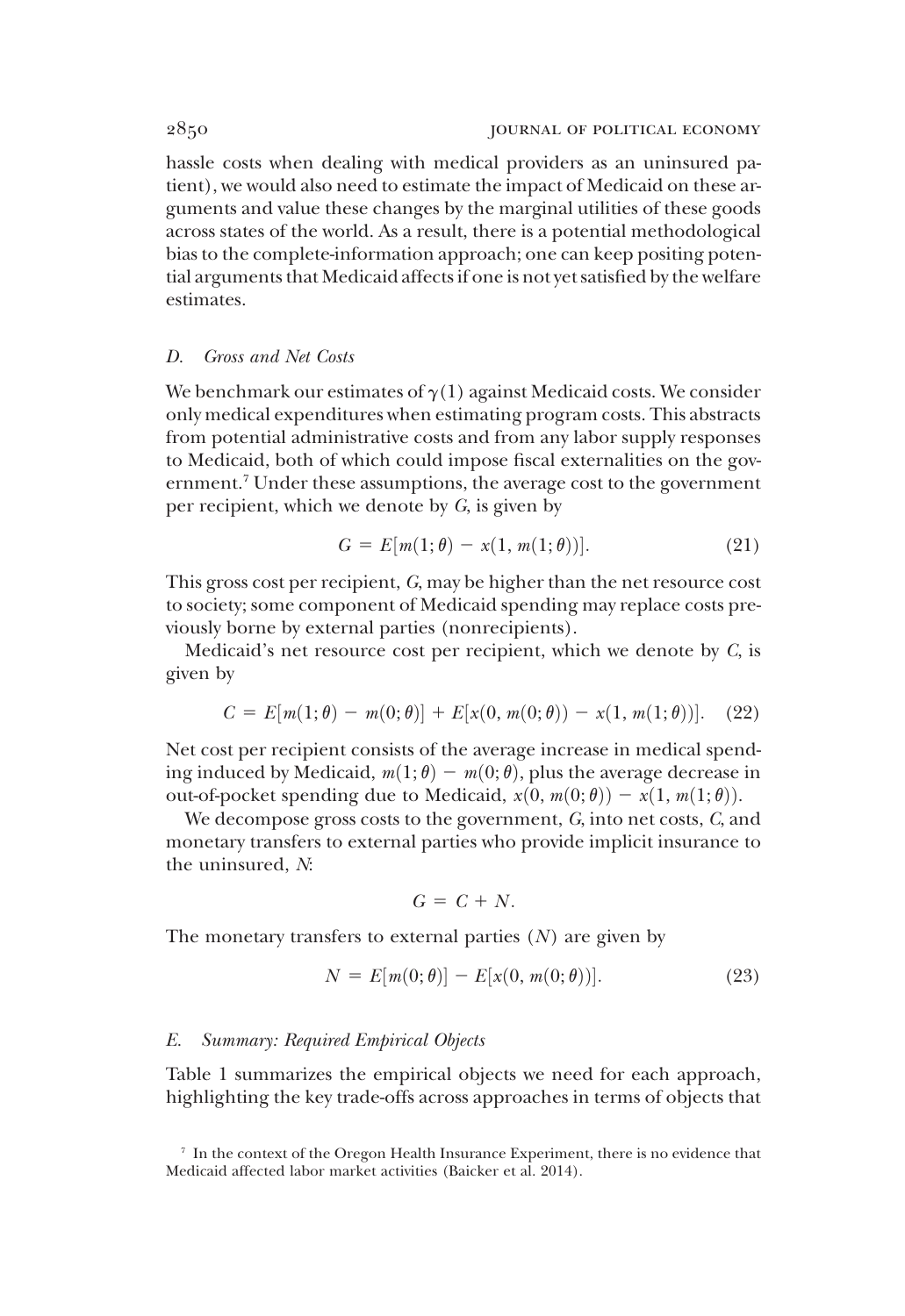hassle costs when dealing with medical providers as an uninsured patient), we would also need to estimate the impact of Medicaid on these arguments and value these changes by the marginal utilities of these goods across states of the world. As a result, there is a potential methodological bias to the complete-information approach; one can keep positing potential arguments that Medicaid affects if one is not yet satisfied by the welfare estimates.

### *D. Gross and Net Costs*

We benchmark our estimates of $\gamma(1)$ against Medicaid costs. We consider only medical expenditures when estimating program costs. This abstracts from potential administrative costs and from any labor supply responses to Medicaid, both of which could impose fiscal externalities on the government.[7] Under these assumptions, the average cost to the government per recipient, which we denote by $G$, is given by

$$G = E[m(1;\theta) - x(1, m(1;\theta))]. \tag{21}$$

This gross cost per recipient, $G$, may be higher than the net resource cost to society; some component of Medicaid spending may replace costs previously borne by external parties (nonrecipients).

Medicaid's net resource cost per recipient, which we denote by $C$, is given by

$$C = E[m(1;\theta) - m(0;\theta)] + E[x(0, m(0;\theta)) - x(1, m(1;\theta))]. \tag{22}$$

Net cost per recipient consists of the average increase in medical spending induced by Medicaid, $m(1;\theta) - m(0;\theta)$, plus the average decrease in out-of-pocket spending due to Medicaid, $x(0, m(0;\theta)) - x(1, m(1;\theta))$.

We decompose gross costs to the government, $G$, into net costs, $C$, and monetary transfers to external parties who provide implicit insurance to the uninsured, $N$:

$$G = C + N.$$

The monetary transfers to external parties ($N$) are given by

$$N = E[m(0;\theta)] - E[x(0, m(0;\theta))]. \tag{23}$$

### *E. Summary: Required Empirical Objects*

Table 1 summarizes the empirical objects we need for each approach, highlighting the key trade-offs across approaches in terms of objects that

[7] In the context of the Oregon Health Insurance Experiment, there is no evidence that Medicaid affected labor market activities (Baicker et al. 2014).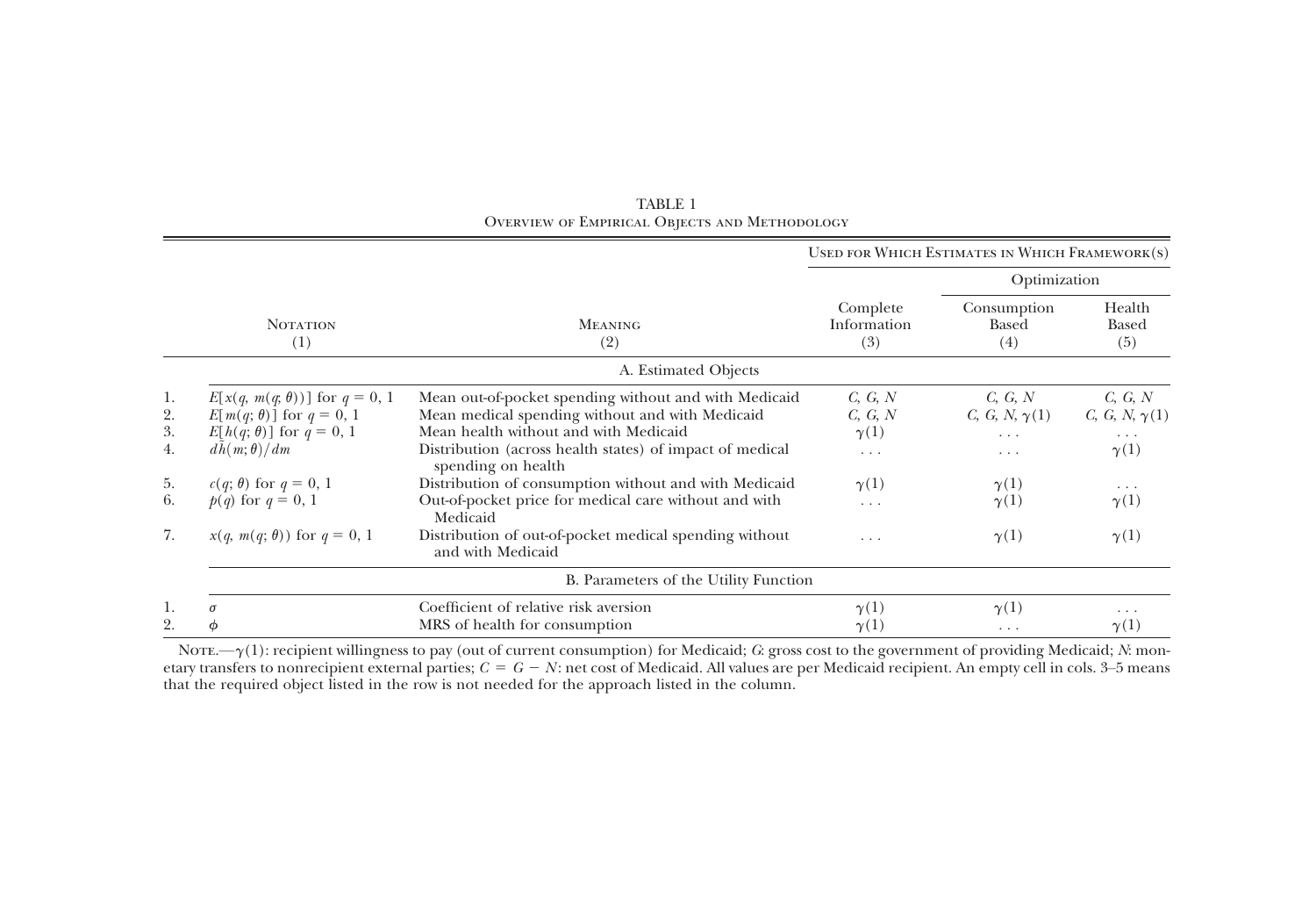TABLE 1
Overview of Empirical Objects and Methodology

| | Notation (1) | Meaning (2) | Used for Which Estimates in Which Framework(s): Complete Information (3) | Optimization: Consumption Based (4) | Optimization: Health Based (5) |
|---|---|---|---|---|---|
| | | A. Estimated Objects | | | |
| 1. | $E[x(q, m(q; \theta))]$ for $q = 0, 1$ | Mean out-of-pocket spending without and with Medicaid | $C, G, N$ | $C, G, N$ | $C, G, N$ |
| 2. | $E[m(q; \theta)]$ for $q = 0, 1$ | Mean medical spending without and with Medicaid | $C, G, N$ | $C, G, N, \gamma(1)$ | $C, G, N, \gamma(1)$ |
| 3. | $E[h(q; \theta)]$ for $q = 0, 1$ | Mean health without and with Medicaid | $\gamma(1)$ | . . . | . . . |
| 4. | $d\tilde{h}(m; \theta)/dm$ | Distribution (across health states) of impact of medical spending on health | . . . | . . . | $\gamma(1)$ |
| 5. | $c(q; \theta)$ for $q = 0, 1$ | Distribution of consumption without and with Medicaid | $\gamma(1)$ | $\gamma(1)$ | . . . |
| 6. | $p(q)$ for $q = 0, 1$ | Out-of-pocket price for medical care without and with Medicaid | . . . | $\gamma(1)$ | $\gamma(1)$ |
| 7. | $x(q, m(q; \theta))$ for $q = 0, 1$ | Distribution of out-of-pocket medical spending without and with Medicaid | . . . | $\gamma(1)$ | $\gamma(1)$ |
| | | B. Parameters of the Utility Function | | | |
| 1. | $\sigma$ | Coefficient of relative risk aversion | $\gamma(1)$ | $\gamma(1)$ | . . . |
| 2. | $\phi$ | MRS of health for consumption | $\gamma(1)$ | . . . | $\gamma(1)$ |

Note.—$\gamma(1)$: recipient willingness to pay (out of current consumption) for Medicaid; $G$: gross cost to the government of providing Medicaid; $N$: monetary transfers to nonrecipient external parties; $C = G - N$: net cost of Medicaid. All values are per Medicaid recipient. An empty cell in cols. 3–5 means that the required object listed in the row is not needed for the approach listed in the column.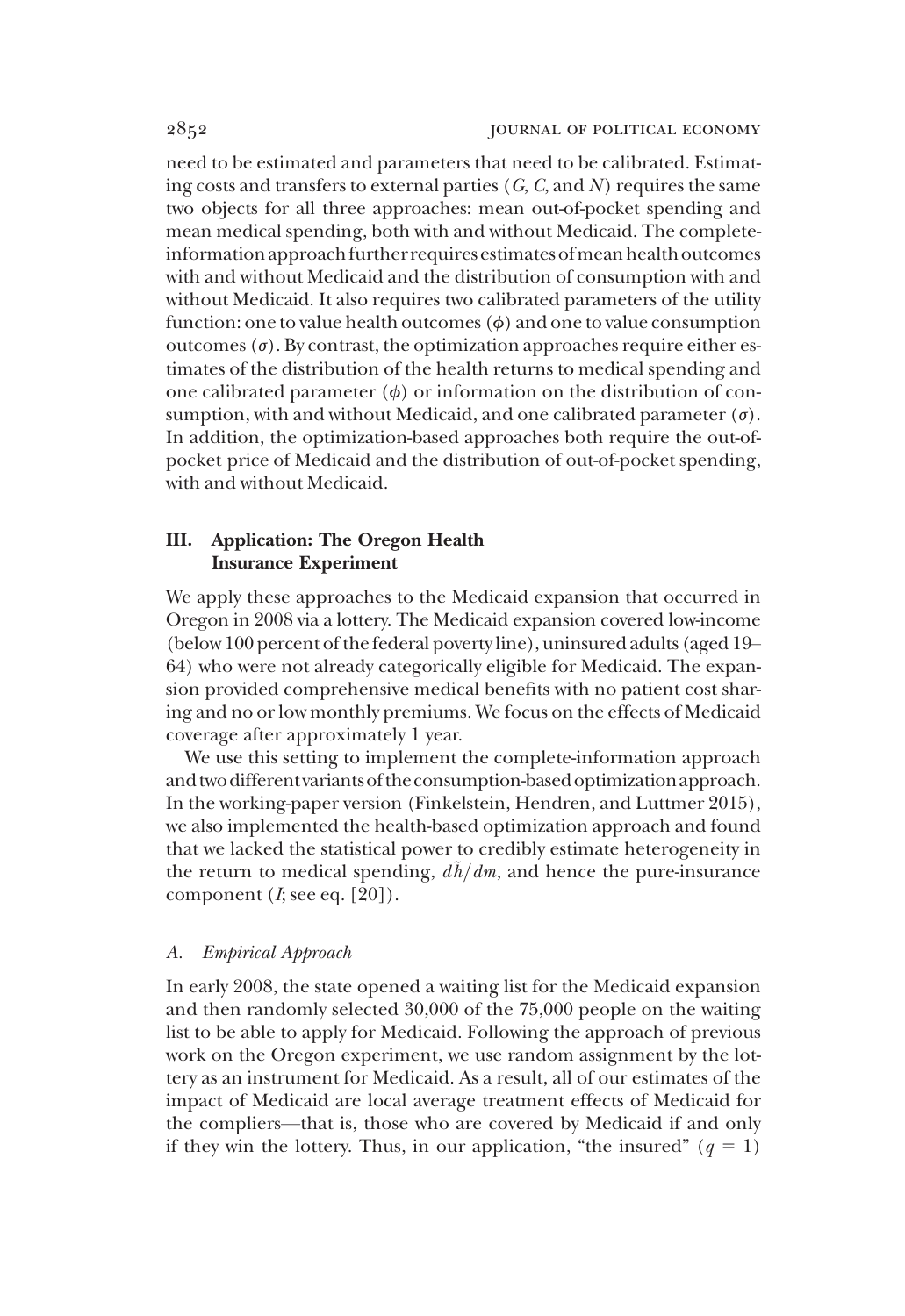need to be estimated and parameters that need to be calibrated. Estimating costs and transfers to external parties ($G$, $C$, and $N$) requires the same two objects for all three approaches: mean out-of-pocket spending and mean medical spending, both with and without Medicaid. The complete-information approach further requires estimates of mean health outcomes with and without Medicaid and the distribution of consumption with and without Medicaid. It also requires two calibrated parameters of the utility function: one to value health outcomes ($\phi$) and one to value consumption outcomes ($\sigma$). By contrast, the optimization approaches require either estimates of the distribution of the health returns to medical spending and one calibrated parameter ($\phi$) or information on the distribution of consumption, with and without Medicaid, and one calibrated parameter ($\sigma$). In addition, the optimization-based approaches both require the out-of-pocket price of Medicaid and the distribution of out-of-pocket spending, with and without Medicaid.

## III. Application: The Oregon Health Insurance Experiment

We apply these approaches to the Medicaid expansion that occurred in Oregon in 2008 via a lottery. The Medicaid expansion covered low-income (below 100 percent of the federal poverty line), uninsured adults (aged 19–64) who were not already categorically eligible for Medicaid. The expansion provided comprehensive medical benefits with no patient cost sharing and no or low monthly premiums. We focus on the effects of Medicaid coverage after approximately 1 year.

We use this setting to implement the complete-information approach and two different variants of the consumption-based optimization approach. In the working-paper version (Finkelstein, Hendren, and Luttmer 2015), we also implemented the health-based optimization approach and found that we lacked the statistical power to credibly estimate heterogeneity in the return to medical spending, $d\tilde{h}/dm$, and hence the pure-insurance component ($I$; see eq. [20]).

### A. Empirical Approach

In early 2008, the state opened a waiting list for the Medicaid expansion and then randomly selected 30,000 of the 75,000 people on the waiting list to be able to apply for Medicaid. Following the approach of previous work on the Oregon experiment, we use random assignment by the lottery as an instrument for Medicaid. As a result, all of our estimates of the impact of Medicaid are local average treatment effects of Medicaid for the compliers—that is, those who are covered by Medicaid if and only if they win the lottery. Thus, in our application, "the insured" ($q = 1$)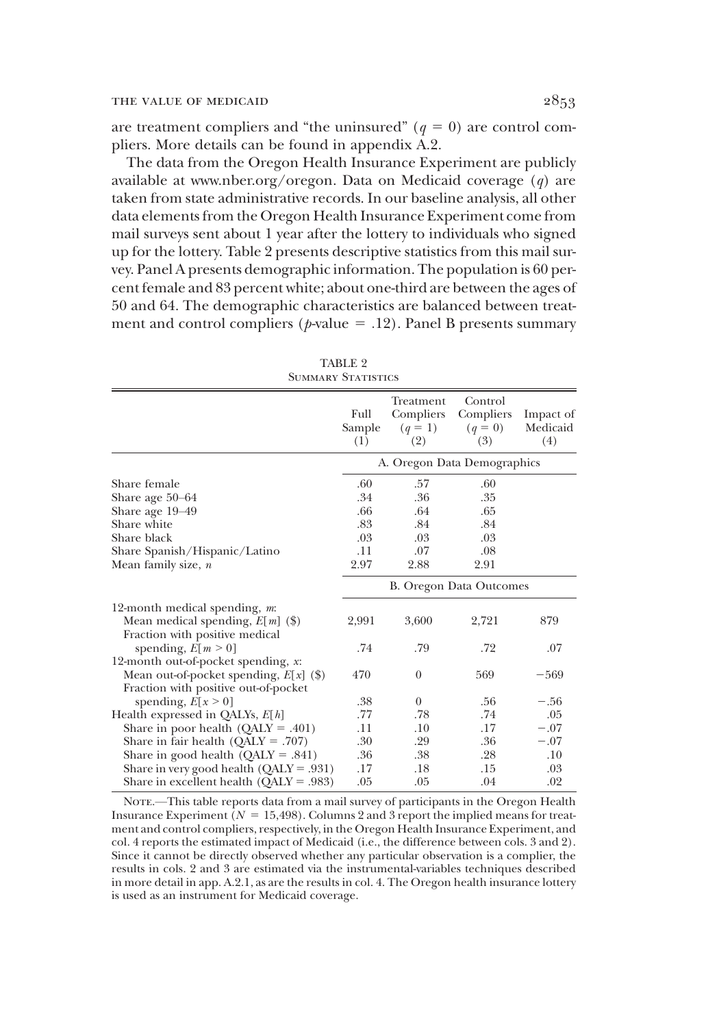are treatment compliers and "the uninsured" ($q = 0$) are control compliers. More details can be found in appendix A.2.

The data from the Oregon Health Insurance Experiment are publicly available at www.nber.org/oregon. Data on Medicaid coverage ($q$) are taken from state administrative records. In our baseline analysis, all other data elements from the Oregon Health Insurance Experiment come from mail surveys sent about 1 year after the lottery to individuals who signed up for the lottery. Table 2 presents descriptive statistics from this mail survey. Panel A presents demographic information. The population is 60 percent female and 83 percent white; about one-third are between the ages of 50 and 64. The demographic characteristics are balanced between treatment and control compliers ($p$-value = .12). Panel B presents summary

TABLE 2
Summary Statistics

| | Full Sample (1) | Treatment Compliers ($q = 1$) (2) | Control Compliers ($q = 0$) (3) | Impact of Medicaid (4) |
|---|---|---|---|---|
| | A. Oregon Data Demographics | | | |
| Share female | .60 | .57 | .60 | |
| Share age 50–64 | .34 | .36 | .35 | |
| Share age 19–49 | .66 | .64 | .65 | |
| Share white | .83 | .84 | .84 | |
| Share black | .03 | .03 | .03 | |
| Share Spanish/Hispanic/Latino | .11 | .07 | .08 | |
| Mean family size, $n$ | 2.97 | 2.88 | 2.91 | |
| | B. Oregon Data Outcomes | | | |
| 12-month medical spending, $m$: | | | | |
| Mean medical spending, $E[m]$ ($) | 2,991 | 3,600 | 2,721 | 879 |
| Fraction with positive medical spending, $E[m > 0]$ | .74 | .79 | .72 | .07 |
| 12-month out-of-pocket spending, $x$: | | | | |
| Mean out-of-pocket spending, $E[x]$ ($) | 470 | 0 | 569 | −569 |
| Fraction with positive out-of-pocket spending, $E[x > 0]$ | .38 | 0 | .56 | −.56 |
| Health expressed in QALYs, $E[h]$ | .77 | .78 | .74 | .05 |
| Share in poor health (QALY = .401) | .11 | .10 | .17 | −.07 |
| Share in fair health (QALY = .707) | .30 | .29 | .36 | −.07 |
| Share in good health (QALY = .841) | .36 | .38 | .28 | .10 |
| Share in very good health (QALY = .931) | .17 | .18 | .15 | .03 |
| Share in excellent health (QALY = .983) | .05 | .05 | .04 | .02 |

Note.—This table reports data from a mail survey of participants in the Oregon Health Insurance Experiment ($N = 15{,}498$). Columns 2 and 3 report the implied means for treatment and control compliers, respectively, in the Oregon Health Insurance Experiment, and col. 4 reports the estimated impact of Medicaid (i.e., the difference between cols. 3 and 2). Since it cannot be directly observed whether any particular observation is a complier, the results in cols. 2 and 3 are estimated via the instrumental-variables techniques described in more detail in app. A.2.1, as are the results in col. 4. The Oregon health insurance lottery is used as an instrument for Medicaid coverage.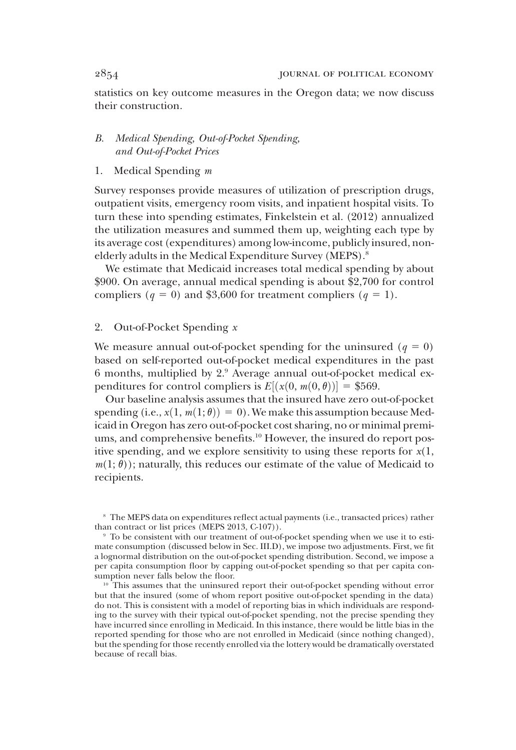statistics on key outcome measures in the Oregon data; we now discuss their construction.

### B. *Medical Spending, Out-of-Pocket Spending, and Out-of-Pocket Prices*

#### 1. Medical Spending $m$

Survey responses provide measures of utilization of prescription drugs, outpatient visits, emergency room visits, and inpatient hospital visits. To turn these into spending estimates, Finkelstein et al. (2012) annualized the utilization measures and summed them up, weighting each type by its average cost (expenditures) among low-income, publicly insured, nonelderly adults in the Medical Expenditure Survey (MEPS).[8]

We estimate that Medicaid increases total medical spending by about \$900. On average, annual medical spending is about \$2,700 for control compliers ($q = 0$) and \$3,600 for treatment compliers ($q = 1$).

#### 2. Out-of-Pocket Spending $x$

We measure annual out-of-pocket spending for the uninsured ($q = 0$) based on self-reported out-of-pocket medical expenditures in the past 6 months, multiplied by 2.[9] Average annual out-of-pocket medical expenditures for control compliers is $E[(x(0, m(0, \theta))] = \$569$.

Our baseline analysis assumes that the insured have zero out-of-pocket spending (i.e., $x(1, m(1; \theta)) = 0$). We make this assumption because Medicaid in Oregon has zero out-of-pocket cost sharing, no or minimal premiums, and comprehensive benefits.[10] However, the insured do report positive spending, and we explore sensitivity to using these reports for $x(1, m(1; \theta))$; naturally, this reduces our estimate of the value of Medicaid to recipients.

[8] The MEPS data on expenditures reflect actual payments (i.e., transacted prices) rather than contract or list prices (MEPS 2013, C-107)).

[9] To be consistent with our treatment of out-of-pocket spending when we use it to estimate consumption (discussed below in Sec. III.D), we impose two adjustments. First, we fit a lognormal distribution on the out-of-pocket spending distribution. Second, we impose a per capita consumption floor by capping out-of-pocket spending so that per capita consumption never falls below the floor.

[10] This assumes that the uninsured report their out-of-pocket spending without error but that the insured (some of whom report positive out-of-pocket spending in the data) do not. This is consistent with a model of reporting bias in which individuals are responding to the survey with their typical out-of-pocket spending, not the precise spending they have incurred since enrolling in Medicaid. In this instance, there would be little bias in the reported spending for those who are not enrolled in Medicaid (since nothing changed), but the spending for those recently enrolled via the lottery would be dramatically overstated because of recall bias.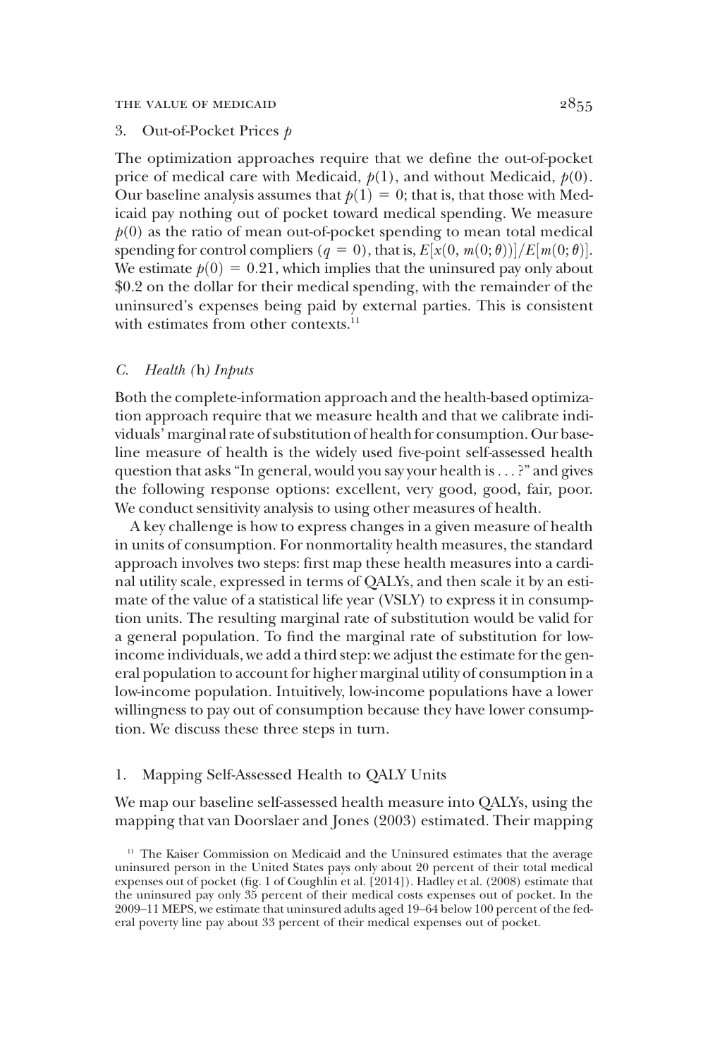### 3. Out-of-Pocket Prices $p$

The optimization approaches require that we define the out-of-pocket price of medical care with Medicaid, $p(1)$, and without Medicaid, $p(0)$. Our baseline analysis assumes that $p(1) = 0$; that is, that those with Medicaid pay nothing out of pocket toward medical spending. We measure $p(0)$ as the ratio of mean out-of-pocket spending to mean total medical spending for control compliers ($q = 0$), that is, $E[x(0, m(0;\theta))]/E[m(0;\theta)]$. We estimate $p(0) = 0.21$, which implies that the uninsured pay only about \$0.2 on the dollar for their medical spending, with the remainder of the uninsured's expenses being paid by external parties. This is consistent with estimates from other contexts.[11]

## *C. Health (*h*) Inputs*

Both the complete-information approach and the health-based optimization approach require that we measure health and that we calibrate individuals' marginal rate of substitution of health for consumption. Our baseline measure of health is the widely used five-point self-assessed health question that asks "In general, would you say your health is . . . ?" and gives the following response options: excellent, very good, good, fair, poor. We conduct sensitivity analysis to using other measures of health.

A key challenge is how to express changes in a given measure of health in units of consumption. For nonmortality health measures, the standard approach involves two steps: first map these health measures into a cardinal utility scale, expressed in terms of QALYs, and then scale it by an estimate of the value of a statistical life year (VSLY) to express it in consumption units. The resulting marginal rate of substitution would be valid for a general population. To find the marginal rate of substitution for low-income individuals, we add a third step: we adjust the estimate for the general population to account for higher marginal utility of consumption in a low-income population. Intuitively, low-income populations have a lower willingness to pay out of consumption because they have lower consumption. We discuss these three steps in turn.

### 1. Mapping Self-Assessed Health to QALY Units

We map our baseline self-assessed health measure into QALYs, using the mapping that van Doorslaer and Jones (2003) estimated. Their mapping

[11] The Kaiser Commission on Medicaid and the Uninsured estimates that the average uninsured person in the United States pays only about 20 percent of their total medical expenses out of pocket (fig. 1 of Coughlin et al. [2014]). Hadley et al. (2008) estimate that the uninsured pay only 35 percent of their medical costs expenses out of pocket. In the 2009–11 MEPS, we estimate that uninsured adults aged 19–64 below 100 percent of the federal poverty line pay about 33 percent of their medical expenses out of pocket.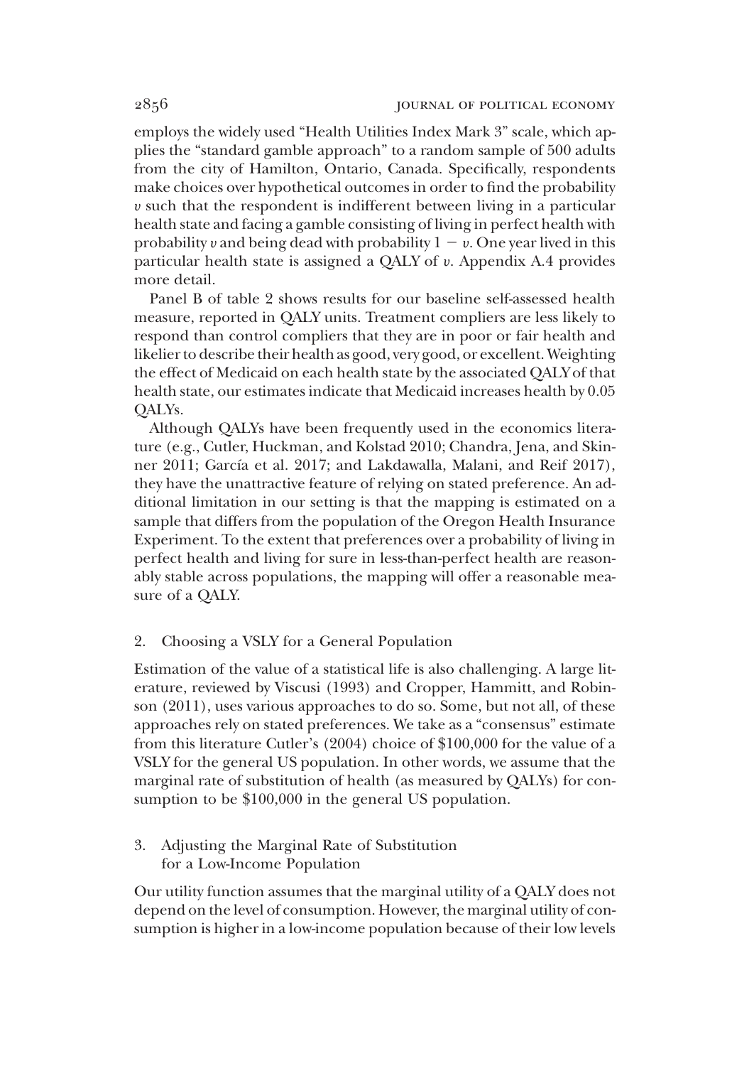employs the widely used "Health Utilities Index Mark 3" scale, which applies the "standard gamble approach" to a random sample of 500 adults from the city of Hamilton, Ontario, Canada. Specifically, respondents make choices over hypothetical outcomes in order to find the probability $v$ such that the respondent is indifferent between living in a particular health state and facing a gamble consisting of living in perfect health with probability $v$ and being dead with probability $1 - v$. One year lived in this particular health state is assigned a QALY of $v$. Appendix A.4 provides more detail.

Panel B of table 2 shows results for our baseline self-assessed health measure, reported in QALY units. Treatment compliers are less likely to respond than control compliers that they are in poor or fair health and likelier to describe their health as good, very good, or excellent. Weighting the effect of Medicaid on each health state by the associated QALY of that health state, our estimates indicate that Medicaid increases health by 0.05 QALYs.

Although QALYs have been frequently used in the economics literature (e.g., Cutler, Huckman, and Kolstad 2010; Chandra, Jena, and Skinner 2011; García et al. 2017; and Lakdawalla, Malani, and Reif 2017), they have the unattractive feature of relying on stated preference. An additional limitation in our setting is that the mapping is estimated on a sample that differs from the population of the Oregon Health Insurance Experiment. To the extent that preferences over a probability of living in perfect health and living for sure in less-than-perfect health are reasonably stable across populations, the mapping will offer a reasonable measure of a QALY.

### 2. Choosing a VSLY for a General Population

Estimation of the value of a statistical life is also challenging. A large literature, reviewed by Viscusi (1993) and Cropper, Hammitt, and Robinson (2011), uses various approaches to do so. Some, but not all, of these approaches rely on stated preferences. We take as a "consensus" estimate from this literature Cutler's (2004) choice of \$100,000 for the value of a VSLY for the general US population. In other words, we assume that the marginal rate of substitution of health (as measured by QALYs) for consumption to be \$100,000 in the general US population.

### 3. Adjusting the Marginal Rate of Substitution for a Low-Income Population

Our utility function assumes that the marginal utility of a QALY does not depend on the level of consumption. However, the marginal utility of consumption is higher in a low-income population because of their low levels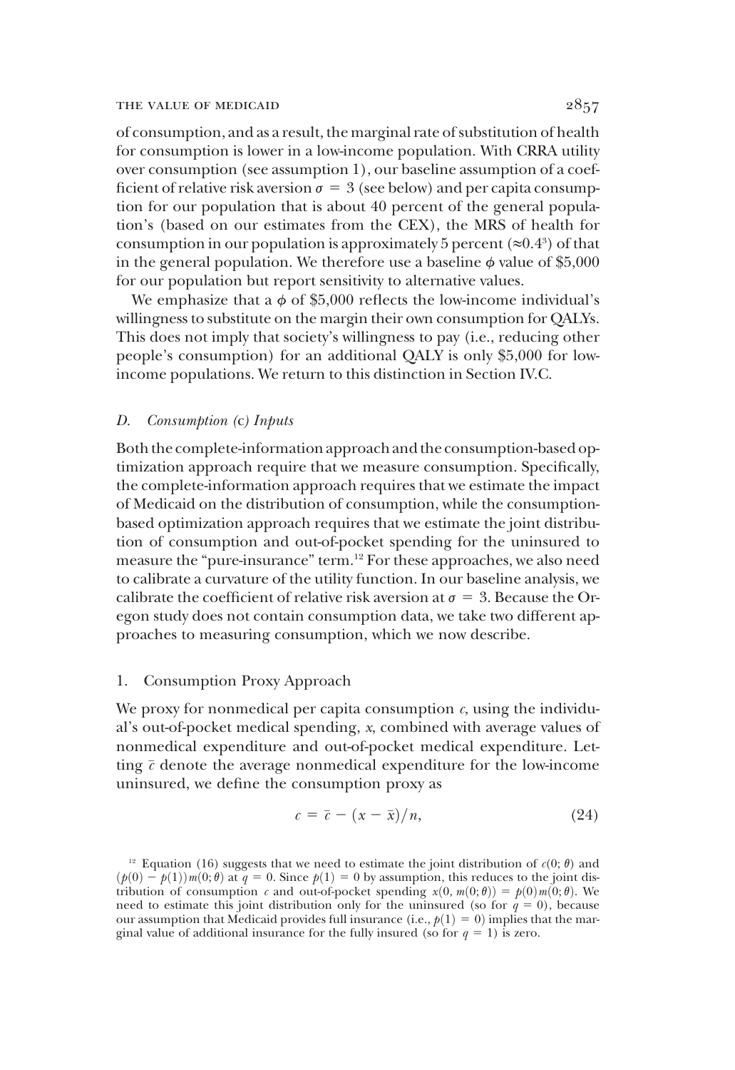of consumption, and as a result, the marginal rate of substitution of health for consumption is lower in a low-income population. With CRRA utility over consumption (see assumption 1), our baseline assumption of a coefficient of relative risk aversion $\sigma = 3$ (see below) and per capita consumption for our population that is about 40 percent of the general population's (based on our estimates from the CEX), the MRS of health for consumption in our population is approximately 5 percent ($\approx 0.4^3$) of that in the general population. We therefore use a baseline $\phi$ value of \$5,000 for our population but report sensitivity to alternative values.

We emphasize that a $\phi$ of \$5,000 reflects the low-income individual's willingness to substitute on the margin their own consumption for QALYs. This does not imply that society's willingness to pay (i.e., reducing other people's consumption) for an additional QALY is only \$5,000 for low-income populations. We return to this distinction in Section IV.C.

### *D. Consumption* (c) *Inputs*

Both the complete-information approach and the consumption-based optimization approach require that we measure consumption. Specifically, the complete-information approach requires that we estimate the impact of Medicaid on the distribution of consumption, while the consumption-based optimization approach requires that we estimate the joint distribution of consumption and out-of-pocket spending for the uninsured to measure the "pure-insurance" term.[12] For these approaches, we also need to calibrate a curvature of the utility function. In our baseline analysis, we calibrate the coefficient of relative risk aversion at $\sigma = 3$. Because the Oregon study does not contain consumption data, we take two different approaches to measuring consumption, which we now describe.

#### 1. Consumption Proxy Approach

We proxy for nonmedical per capita consumption $c$, using the individual's out-of-pocket medical spending, $x$, combined with average values of nonmedical expenditure and out-of-pocket medical expenditure. Letting $\bar{c}$ denote the average nonmedical expenditure for the low-income uninsured, we define the consumption proxy as

$$c = \bar{c} - (x - \bar{x})/n, \tag{24}$$

[12] Equation (16) suggests that we need to estimate the joint distribution of $c(0;\theta)$ and $(p(0) - p(1))m(0;\theta)$ at $q = 0$. Since $p(1) = 0$ by assumption, this reduces to the joint distribution of consumption $c$ and out-of-pocket spending $x(0, m(0;\theta)) = p(0)m(0;\theta)$. We need to estimate this joint distribution only for the uninsured (so for $q = 0$), because our assumption that Medicaid provides full insurance (i.e., $p(1) = 0$) implies that the marginal value of additional insurance for the fully insured (so for $q = 1$) is zero.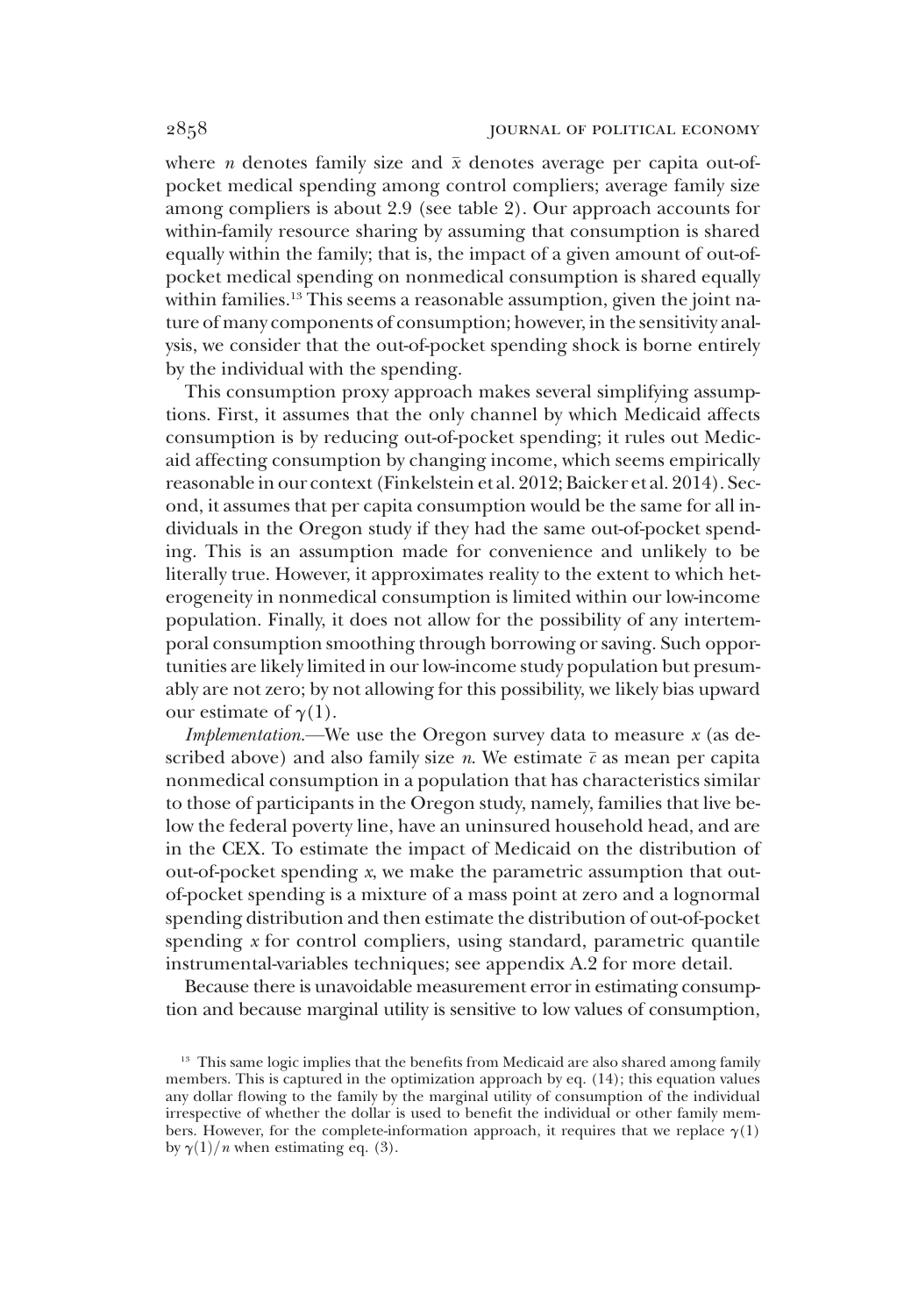where $n$ denotes family size and $\bar{x}$ denotes average per capita out-of-pocket medical spending among control compliers; average family size among compliers is about 2.9 (see table 2). Our approach accounts for within-family resource sharing by assuming that consumption is shared equally within the family; that is, the impact of a given amount of out-of-pocket medical spending on nonmedical consumption is shared equally within families.[13] This seems a reasonable assumption, given the joint nature of many components of consumption; however, in the sensitivity analysis, we consider that the out-of-pocket spending shock is borne entirely by the individual with the spending.

This consumption proxy approach makes several simplifying assumptions. First, it assumes that the only channel by which Medicaid affects consumption is by reducing out-of-pocket spending; it rules out Medicaid affecting consumption by changing income, which seems empirically reasonable in our context (Finkelstein et al. 2012; Baicker et al. 2014). Second, it assumes that per capita consumption would be the same for all individuals in the Oregon study if they had the same out-of-pocket spending. This is an assumption made for convenience and unlikely to be literally true. However, it approximates reality to the extent to which heterogeneity in nonmedical consumption is limited within our low-income population. Finally, it does not allow for the possibility of any intertemporal consumption smoothing through borrowing or saving. Such opportunities are likely limited in our low-income study population but presumably are not zero; by not allowing for this possibility, we likely bias upward our estimate of $\gamma(1)$.

*Implementation.*—We use the Oregon survey data to measure $x$ (as described above) and also family size $n$. We estimate $\bar{c}$ as mean per capita nonmedical consumption in a population that has characteristics similar to those of participants in the Oregon study, namely, families that live below the federal poverty line, have an uninsured household head, and are in the CEX. To estimate the impact of Medicaid on the distribution of out-of-pocket spending $x$, we make the parametric assumption that out-of-pocket spending is a mixture of a mass point at zero and a lognormal spending distribution and then estimate the distribution of out-of-pocket spending $x$ for control compliers, using standard, parametric quantile instrumental-variables techniques; see appendix A.2 for more detail.

Because there is unavoidable measurement error in estimating consumption and because marginal utility is sensitive to low values of consumption,

[13] This same logic implies that the benefits from Medicaid are also shared among family members. This is captured in the optimization approach by eq. (14); this equation values any dollar flowing to the family by the marginal utility of consumption of the individual irrespective of whether the dollar is used to benefit the individual or other family members. However, for the complete-information approach, it requires that we replace $\gamma(1)$ by $\gamma(1)/n$ when estimating eq. (3).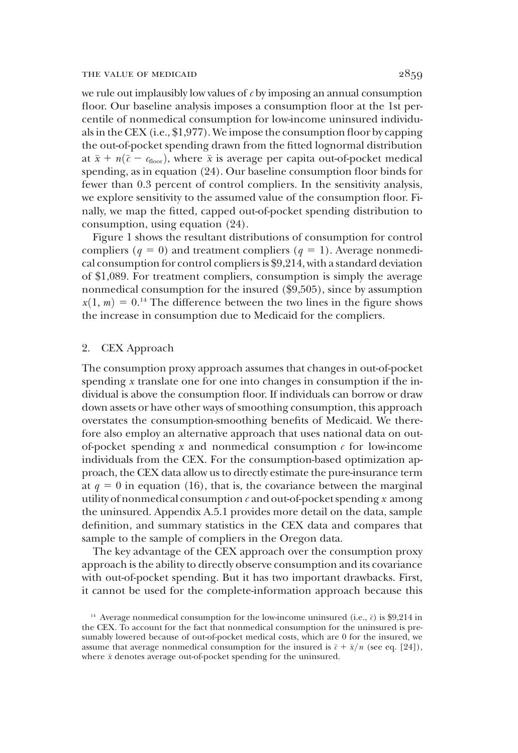we rule out implausibly low values of $c$ by imposing an annual consumption floor. Our baseline analysis imposes a consumption floor at the 1st percentile of nonmedical consumption for low-income uninsured individuals in the CEX (i.e., \$1,977). We impose the consumption floor by capping the out-of-pocket spending drawn from the fitted lognormal distribution at $\bar{x} + n(\bar{c} - c_{\text{floor}})$, where $\bar{x}$ is average per capita out-of-pocket medical spending, as in equation (24). Our baseline consumption floor binds for fewer than 0.3 percent of control compliers. In the sensitivity analysis, we explore sensitivity to the assumed value of the consumption floor. Finally, we map the fitted, capped out-of-pocket spending distribution to consumption, using equation (24).

Figure 1 shows the resultant distributions of consumption for control compliers ($q = 0$) and treatment compliers ($q = 1$). Average nonmedical consumption for control compliers is \$9,214, with a standard deviation of \$1,089. For treatment compliers, consumption is simply the average nonmedical consumption for the insured (\$9,505), since by assumption $x(1, m) = 0$.[14] The difference between the two lines in the figure shows the increase in consumption due to Medicaid for the compliers.

### 2. CEX Approach

The consumption proxy approach assumes that changes in out-of-pocket spending $x$ translate one for one into changes in consumption if the individual is above the consumption floor. If individuals can borrow or draw down assets or have other ways of smoothing consumption, this approach overstates the consumption-smoothing benefits of Medicaid. We therefore also employ an alternative approach that uses national data on out-of-pocket spending $x$ and nonmedical consumption $c$ for low-income individuals from the CEX. For the consumption-based optimization approach, the CEX data allow us to directly estimate the pure-insurance term at $q = 0$ in equation (16), that is, the covariance between the marginal utility of nonmedical consumption $c$ and out-of-pocket spending $x$ among the uninsured. Appendix A.5.1 provides more detail on the data, sample definition, and summary statistics in the CEX data and compares that sample to the sample of compliers in the Oregon data.

The key advantage of the CEX approach over the consumption proxy approach is the ability to directly observe consumption and its covariance with out-of-pocket spending. But it has two important drawbacks. First, it cannot be used for the complete-information approach because this

[14] Average nonmedical consumption for the low-income uninsured (i.e., $\bar{c}$) is \$9,214 in the CEX. To account for the fact that nonmedical consumption for the uninsured is presumably lowered because of out-of-pocket medical costs, which are 0 for the insured, we assume that average nonmedical consumption for the insured is $\bar{c} + \bar{x}/n$ (see eq. [24]), where $\bar{x}$ denotes average out-of-pocket spending for the uninsured.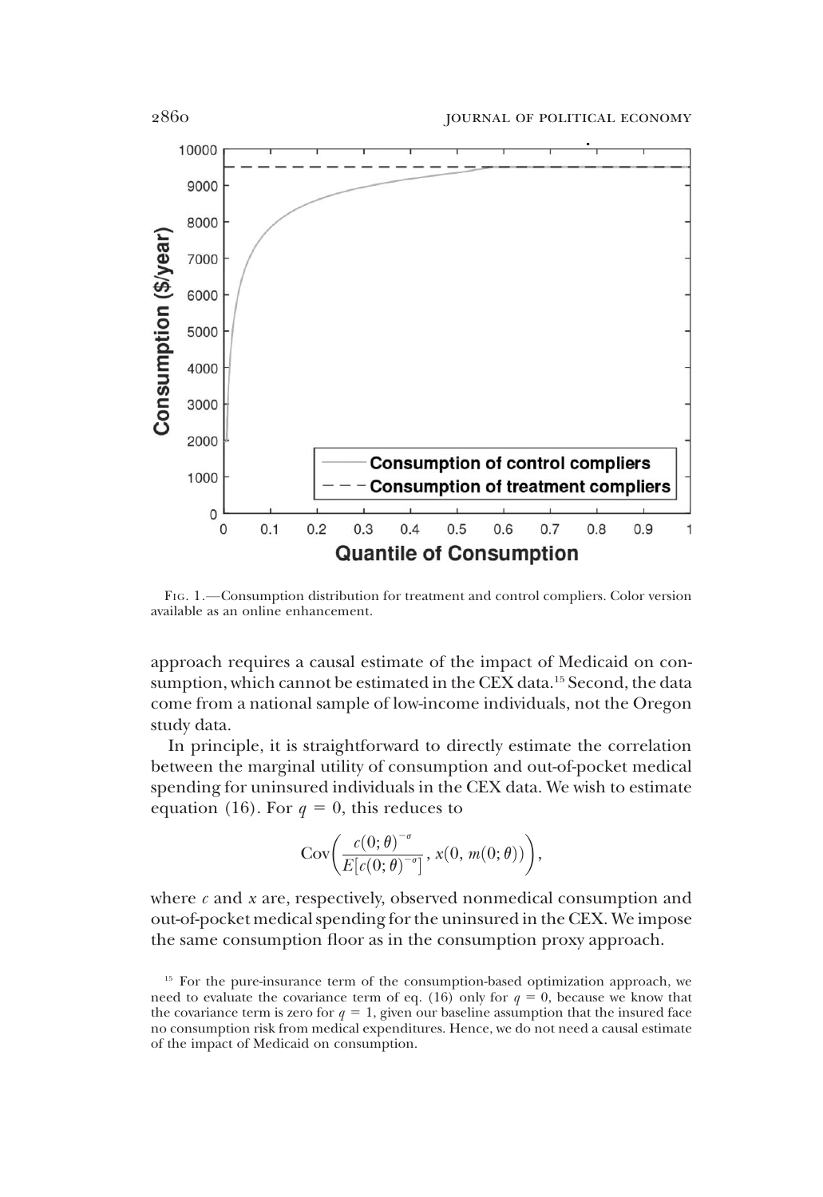Fig. 1.—Consumption distribution for treatment and control compliers. Color version available as an online enhancement.

approach requires a causal estimate of the impact of Medicaid on consumption, which cannot be estimated in the CEX data.[15] Second, the data come from a national sample of low-income individuals, not the Oregon study data.

In principle, it is straightforward to directly estimate the correlation between the marginal utility of consumption and out-of-pocket medical spending for uninsured individuals in the CEX data. We wish to estimate equation (16). For $q = 0$, this reduces to

$$\mathrm{Cov}\left(\frac{c(0;\theta)^{-\sigma}}{E[c(0;\theta)^{-\sigma}]}, x(0, m(0;\theta))\right),$$

where $c$ and $x$ are, respectively, observed nonmedical consumption and out-of-pocket medical spending for the uninsured in the CEX. We impose the same consumption floor as in the consumption proxy approach.

[15] For the pure-insurance term of the consumption-based optimization approach, we need to evaluate the covariance term of eq. (16) only for $q = 0$, because we know that the covariance term is zero for $q = 1$, given our baseline assumption that the insured face no consumption risk from medical expenditures. Hence, we do not need a causal estimate of the impact of Medicaid on consumption.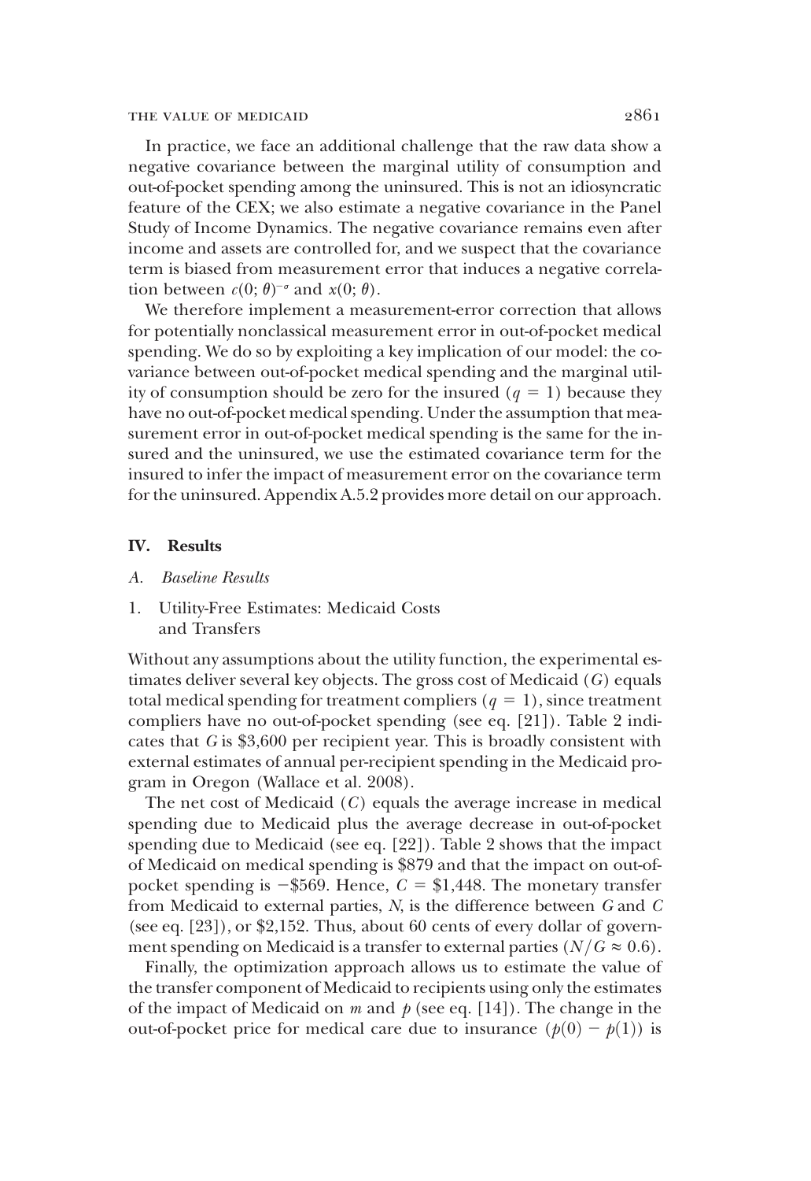In practice, we face an additional challenge that the raw data show a negative covariance between the marginal utility of consumption and out-of-pocket spending among the uninsured. This is not an idiosyncratic feature of the CEX; we also estimate a negative covariance in the Panel Study of Income Dynamics. The negative covariance remains even after income and assets are controlled for, and we suspect that the covariance term is biased from measurement error that induces a negative correlation between $c(0;\theta)^{-\sigma}$ and $x(0;\theta)$.

We therefore implement a measurement-error correction that allows for potentially nonclassical measurement error in out-of-pocket medical spending. We do so by exploiting a key implication of our model: the covariance between out-of-pocket medical spending and the marginal utility of consumption should be zero for the insured ($q = 1$) because they have no out-of-pocket medical spending. Under the assumption that measurement error in out-of-pocket medical spending is the same for the insured and the uninsured, we use the estimated covariance term for the insured to infer the impact of measurement error on the covariance term for the uninsured. Appendix A.5.2 provides more detail on our approach.

## IV. Results

### A. Baseline Results

#### 1. Utility-Free Estimates: Medicaid Costs and Transfers

Without any assumptions about the utility function, the experimental estimates deliver several key objects. The gross cost of Medicaid ($G$) equals total medical spending for treatment compliers ($q = 1$), since treatment compliers have no out-of-pocket spending (see eq. [21]). Table 2 indicates that $G$ is \$3,600 per recipient year. This is broadly consistent with external estimates of annual per-recipient spending in the Medicaid program in Oregon (Wallace et al. 2008).

The net cost of Medicaid ($C$) equals the average increase in medical spending due to Medicaid plus the average decrease in out-of-pocket spending due to Medicaid (see eq. [22]). Table 2 shows that the impact of Medicaid on medical spending is \$879 and that the impact on out-of-pocket spending is −\$569. Hence, $C = \$1{,}448$. The monetary transfer from Medicaid to external parties, $N$, is the difference between $G$ and $C$ (see eq. [23]), or \$2,152. Thus, about 60 cents of every dollar of government spending on Medicaid is a transfer to external parties ($N/G \approx 0.6$).

Finally, the optimization approach allows us to estimate the value of the transfer component of Medicaid to recipients using only the estimates of the impact of Medicaid on $m$ and $p$ (see eq. [14]). The change in the out-of-pocket price for medical care due to insurance ($p(0) - p(1)$) is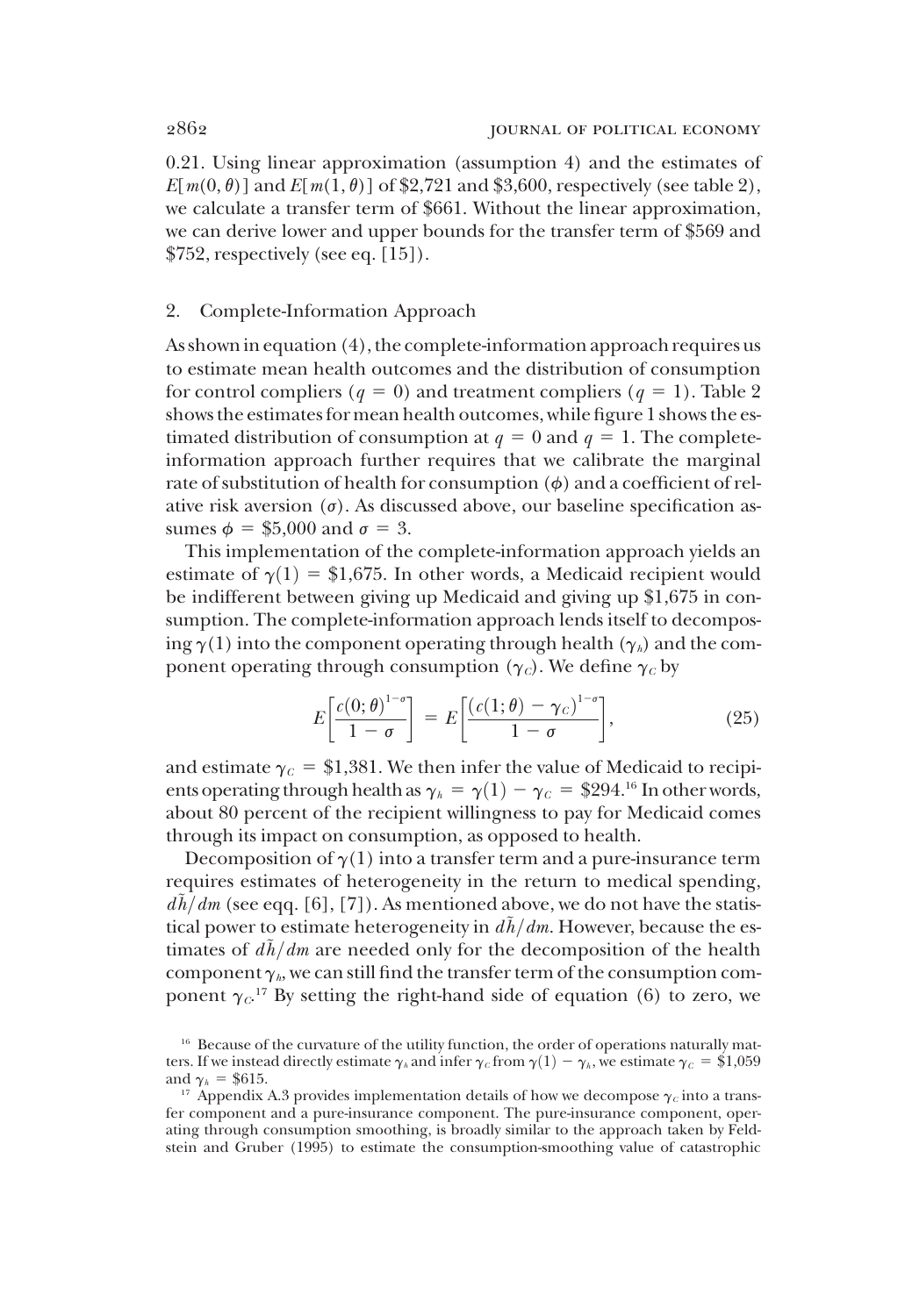0.21. Using linear approximation (assumption 4) and the estimates of $E[m(0, \theta)]$ and $E[m(1, \theta)]$ of \$2,721 and \$3,600, respectively (see table 2), we calculate a transfer term of \$661. Without the linear approximation, we can derive lower and upper bounds for the transfer term of \$569 and \$752, respectively (see eq. [15]).

### 2. Complete-Information Approach

As shown in equation (4), the complete-information approach requires us to estimate mean health outcomes and the distribution of consumption for control compliers ($q = 0$) and treatment compliers ($q = 1$). Table 2 shows the estimates for mean health outcomes, while figure 1 shows the estimated distribution of consumption at $q = 0$ and $q = 1$. The complete-information approach further requires that we calibrate the marginal rate of substitution of health for consumption ($\phi$) and a coefficient of relative risk aversion ($\sigma$). As discussed above, our baseline specification assumes $\phi = \$5{,}000$ and $\sigma = 3$.

This implementation of the complete-information approach yields an estimate of $\gamma(1) = \$1{,}675$. In other words, a Medicaid recipient would be indifferent between giving up Medicaid and giving up \$1,675 in consumption. The complete-information approach lends itself to decomposing $\gamma(1)$ into the component operating through health ($\gamma_h$) and the component operating through consumption ($\gamma_C$). We define $\gamma_C$ by

$$E\left[\frac{c(0;\theta)^{1-\sigma}}{1-\sigma}\right] = E\left[\frac{(c(1;\theta) - \gamma_C)^{1-\sigma}}{1-\sigma}\right], \tag{25}$$

and estimate $\gamma_C = \$1{,}381$. We then infer the value of Medicaid to recipients operating through health as $\gamma_h = \gamma(1) - \gamma_C = \$294$.[16] In other words, about 80 percent of the recipient willingness to pay for Medicaid comes through its impact on consumption, as opposed to health.

Decomposition of $\gamma(1)$ into a transfer term and a pure-insurance term requires estimates of heterogeneity in the return to medical spending, $d\tilde{h}/dm$ (see eqq. [6], [7]). As mentioned above, we do not have the statistical power to estimate heterogeneity in $d\tilde{h}/dm$. However, because the estimates of $d\tilde{h}/dm$ are needed only for the decomposition of the health component $\gamma_h$, we can still find the transfer term of the consumption component $\gamma_C$.[17] By setting the right-hand side of equation (6) to zero, we

[16] Because of the curvature of the utility function, the order of operations naturally matters. If we instead directly estimate $\gamma_h$ and infer $\gamma_C$ from $\gamma(1) - \gamma_h$, we estimate $\gamma_C = \$1{,}059$ and $\gamma_h = \$615$.

[17] Appendix A.3 provides implementation details of how we decompose $\gamma_C$ into a transfer component and a pure-insurance component. The pure-insurance component, operating through consumption smoothing, is broadly similar to the approach taken by Feldstein and Gruber (1995) to estimate the consumption-smoothing value of catastrophic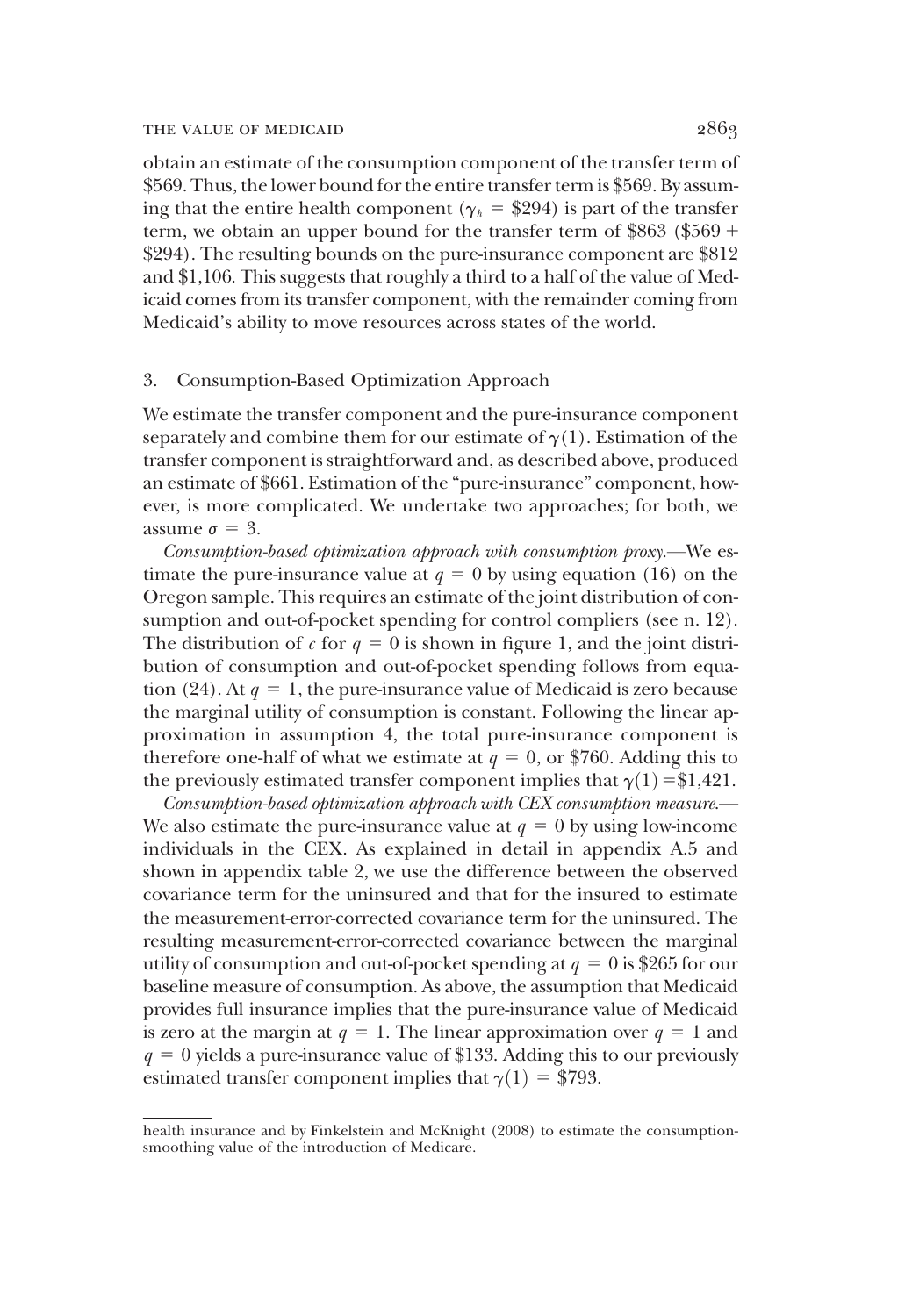obtain an estimate of the consumption component of the transfer term of \$569. Thus, the lower bound for the entire transfer term is \$569. By assuming that the entire health component ($\gamma_h$ = \$294) is part of the transfer term, we obtain an upper bound for the transfer term of \$863 (\$569 + \$294). The resulting bounds on the pure-insurance component are \$812 and \$1,106. This suggests that roughly a third to a half of the value of Medicaid comes from its transfer component, with the remainder coming from Medicaid's ability to move resources across states of the world.

### 3. Consumption-Based Optimization Approach

We estimate the transfer component and the pure-insurance component separately and combine them for our estimate of $\gamma(1)$. Estimation of the transfer component is straightforward and, as described above, produced an estimate of \$661. Estimation of the "pure-insurance" component, however, is more complicated. We undertake two approaches; for both, we assume $\sigma = 3$.

*Consumption-based optimization approach with consumption proxy.*—We estimate the pure-insurance value at $q = 0$ by using equation (16) on the Oregon sample. This requires an estimate of the joint distribution of consumption and out-of-pocket spending for control compliers (see n. 12). The distribution of $c$ for $q = 0$ is shown in figure 1, and the joint distribution of consumption and out-of-pocket spending follows from equation (24). At $q = 1$, the pure-insurance value of Medicaid is zero because the marginal utility of consumption is constant. Following the linear approximation in assumption 4, the total pure-insurance component is therefore one-half of what we estimate at $q = 0$, or \$760. Adding this to the previously estimated transfer component implies that $\gamma(1)$ = \$1,421.

*Consumption-based optimization approach with CEX consumption measure.*—We also estimate the pure-insurance value at $q = 0$ by using low-income individuals in the CEX. As explained in detail in appendix A.5 and shown in appendix table 2, we use the difference between the observed covariance term for the uninsured and that for the insured to estimate the measurement-error-corrected covariance term for the uninsured. The resulting measurement-error-corrected covariance between the marginal utility of consumption and out-of-pocket spending at $q = 0$ is \$265 for our baseline measure of consumption. As above, the assumption that Medicaid provides full insurance implies that the pure-insurance value of Medicaid is zero at the margin at $q = 1$. The linear approximation over $q = 1$ and $q = 0$ yields a pure-insurance value of \$133. Adding this to our previously estimated transfer component implies that $\gamma(1)$ = \$793.

---

health insurance and by Finkelstein and McKnight (2008) to estimate the consumption-smoothing value of the introduction of Medicare.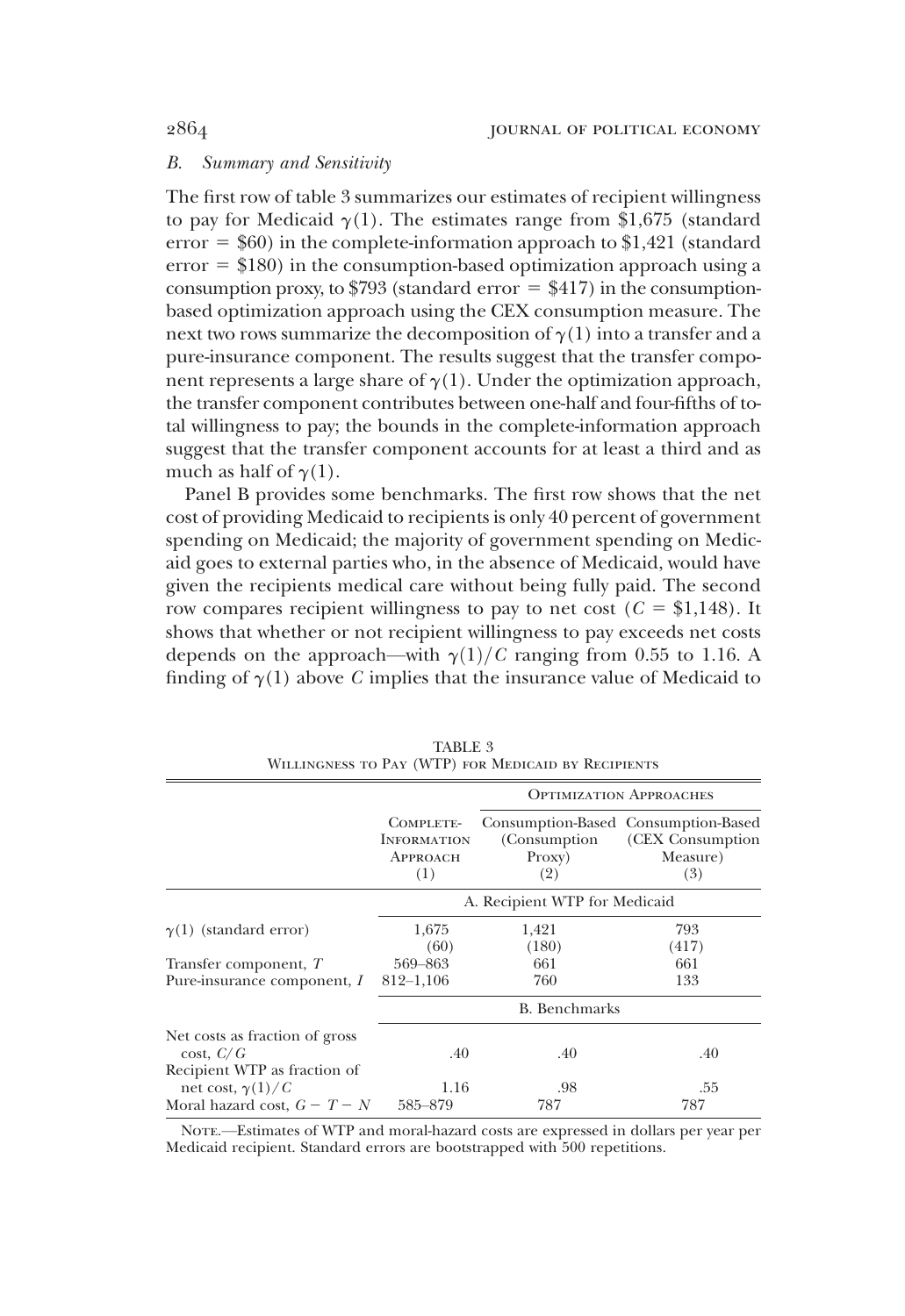### B. Summary and Sensitivity

The first row of table 3 summarizes our estimates of recipient willingness to pay for Medicaid $\gamma(1)$. The estimates range from \$1,675 (standard error = \$60) in the complete-information approach to \$1,421 (standard error = \$180) in the consumption-based optimization approach using a consumption proxy, to \$793 (standard error = \$417) in the consumption-based optimization approach using the CEX consumption measure. The next two rows summarize the decomposition of $\gamma(1)$ into a transfer and a pure-insurance component. The results suggest that the transfer component represents a large share of $\gamma(1)$. Under the optimization approach, the transfer component contributes between one-half and four-fifths of total willingness to pay; the bounds in the complete-information approach suggest that the transfer component accounts for at least a third and as much as half of $\gamma(1)$.

Panel B provides some benchmarks. The first row shows that the net cost of providing Medicaid to recipients is only 40 percent of government spending on Medicaid; the majority of government spending on Medicaid goes to external parties who, in the absence of Medicaid, would have given the recipients medical care without being fully paid. The second row compares recipient willingness to pay to net cost ($C$ = \$1,148). It shows that whether or not recipient willingness to pay exceeds net costs depends on the approach—with $\gamma(1)/C$ ranging from 0.55 to 1.16. A finding of $\gamma(1)$ above $C$ implies that the insurance value of Medicaid to

TABLE 3
Willingness to Pay (WTP) for Medicaid by Recipients

| | Complete-Information Approach (1) | Optimization Approaches: Consumption-Based (Consumption Proxy) (2) | Optimization Approaches: Consumption-Based (CEX Consumption Measure) (3) |
|---|---|---|---|
| | A. Recipient WTP for Medicaid | | |
| $\gamma(1)$ (standard error) | 1,675 | 1,421 | 793 |
| | (60) | (180) | (417) |
| Transfer component, $T$ | 569–863 | 661 | 661 |
| Pure-insurance component, $I$ | 812–1,106 | 760 | 133 |
| | B. Benchmarks | | |
| Net costs as fraction of gross cost, $C/G$ | .40 | .40 | .40 |
| Recipient WTP as fraction of net cost, $\gamma(1)/C$ | 1.16 | .98 | .55 |
| Moral hazard cost, $G - T - N$ | 585–879 | 787 | 787 |

Note.—Estimates of WTP and moral-hazard costs are expressed in dollars per year per Medicaid recipient. Standard errors are bootstrapped with 500 repetitions.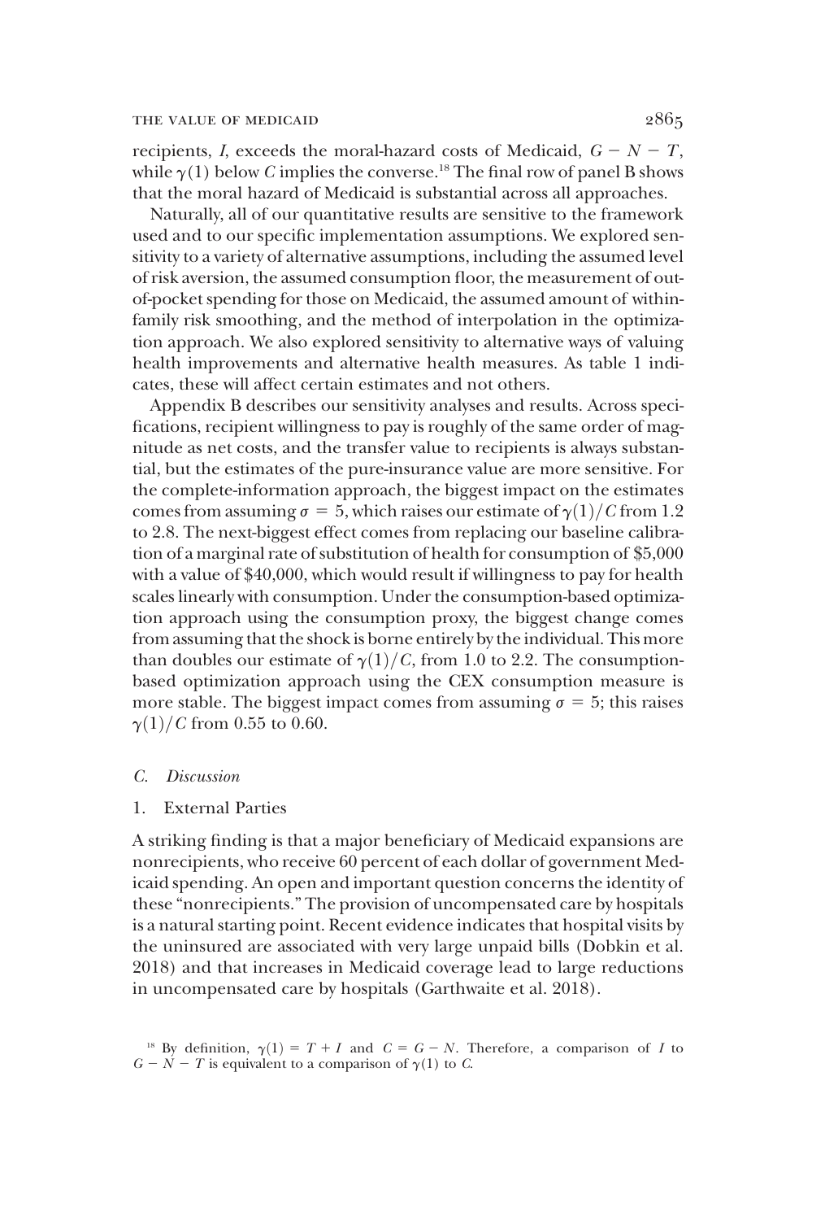recipients, $I$, exceeds the moral-hazard costs of Medicaid, $G - N - T$, while $\gamma(1)$ below $C$ implies the converse.[18] The final row of panel B shows that the moral hazard of Medicaid is substantial across all approaches.

Naturally, all of our quantitative results are sensitive to the framework used and to our specific implementation assumptions. We explored sensitivity to a variety of alternative assumptions, including the assumed level of risk aversion, the assumed consumption floor, the measurement of out-of-pocket spending for those on Medicaid, the assumed amount of within-family risk smoothing, and the method of interpolation in the optimization approach. We also explored sensitivity to alternative ways of valuing health improvements and alternative health measures. As table 1 indicates, these will affect certain estimates and not others.

Appendix B describes our sensitivity analyses and results. Across specifications, recipient willingness to pay is roughly of the same order of magnitude as net costs, and the transfer value to recipients is always substantial, but the estimates of the pure-insurance value are more sensitive. For the complete-information approach, the biggest impact on the estimates comes from assuming $\sigma = 5$, which raises our estimate of $\gamma(1)/C$ from 1.2 to 2.8. The next-biggest effect comes from replacing our baseline calibration of a marginal rate of substitution of health for consumption of \$5,000 with a value of \$40,000, which would result if willingness to pay for health scales linearly with consumption. Under the consumption-based optimization approach using the consumption proxy, the biggest change comes from assuming that the shock is borne entirely by the individual. This more than doubles our estimate of $\gamma(1)/C$, from 1.0 to 2.2. The consumption-based optimization approach using the CEX consumption measure is more stable. The biggest impact comes from assuming $\sigma = 5$; this raises $\gamma(1)/C$ from 0.55 to 0.60.

### *C. Discussion*

#### 1. External Parties

A striking finding is that a major beneficiary of Medicaid expansions are nonrecipients, who receive 60 percent of each dollar of government Medicaid spending. An open and important question concerns the identity of these "nonrecipients." The provision of uncompensated care by hospitals is a natural starting point. Recent evidence indicates that hospital visits by the uninsured are associated with very large unpaid bills (Dobkin et al. 2018) and that increases in Medicaid coverage lead to large reductions in uncompensated care by hospitals (Garthwaite et al. 2018).

[18] By definition, $\gamma(1) = T + I$ and $C = G - N$. Therefore, a comparison of $I$ to $G - N - T$ is equivalent to a comparison of $\gamma(1)$ to $C$.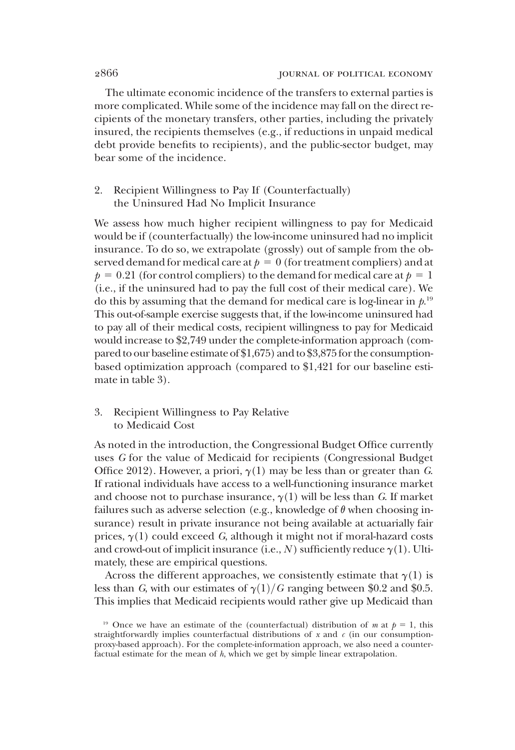The ultimate economic incidence of the transfers to external parties is more complicated. While some of the incidence may fall on the direct recipients of the monetary transfers, other parties, including the privately insured, the recipients themselves (e.g., if reductions in unpaid medical debt provide benefits to recipients), and the public-sector budget, may bear some of the incidence.

### 2. Recipient Willingness to Pay If (Counterfactually) the Uninsured Had No Implicit Insurance

We assess how much higher recipient willingness to pay for Medicaid would be if (counterfactually) the low-income uninsured had no implicit insurance. To do so, we extrapolate (grossly) out of sample from the observed demand for medical care at $p = 0$ (for treatment compliers) and at $p = 0.21$ (for control compliers) to the demand for medical care at $p = 1$ (i.e., if the uninsured had to pay the full cost of their medical care). We do this by assuming that the demand for medical care is log-linear in $p$.[19] This out-of-sample exercise suggests that, if the low-income uninsured had to pay all of their medical costs, recipient willingness to pay for Medicaid would increase to \$2,749 under the complete-information approach (compared to our baseline estimate of \$1,675) and to \$3,875 for the consumption-based optimization approach (compared to \$1,421 for our baseline estimate in table 3).

### 3. Recipient Willingness to Pay Relative to Medicaid Cost

As noted in the introduction, the Congressional Budget Office currently uses $G$ for the value of Medicaid for recipients (Congressional Budget Office 2012). However, a priori, $\gamma(1)$ may be less than or greater than $G$. If rational individuals have access to a well-functioning insurance market and choose not to purchase insurance, $\gamma(1)$ will be less than $G$. If market failures such as adverse selection (e.g., knowledge of $\theta$ when choosing insurance) result in private insurance not being available at actuarially fair prices, $\gamma(1)$ could exceed $G$, although it might not if moral-hazard costs and crowd-out of implicit insurance (i.e., $N$) sufficiently reduce $\gamma(1)$. Ultimately, these are empirical questions.

Across the different approaches, we consistently estimate that $\gamma(1)$ is less than $G$, with our estimates of $\gamma(1)/G$ ranging between \$0.2 and \$0.5. This implies that Medicaid recipients would rather give up Medicaid than

[19] Once we have an estimate of the (counterfactual) distribution of $m$ at $p = 1$, this straightforwardly implies counterfactual distributions of $x$ and $c$ (in our consumption-proxy-based approach). For the complete-information approach, we also need a counterfactual estimate for the mean of $h$, which we get by simple linear extrapolation.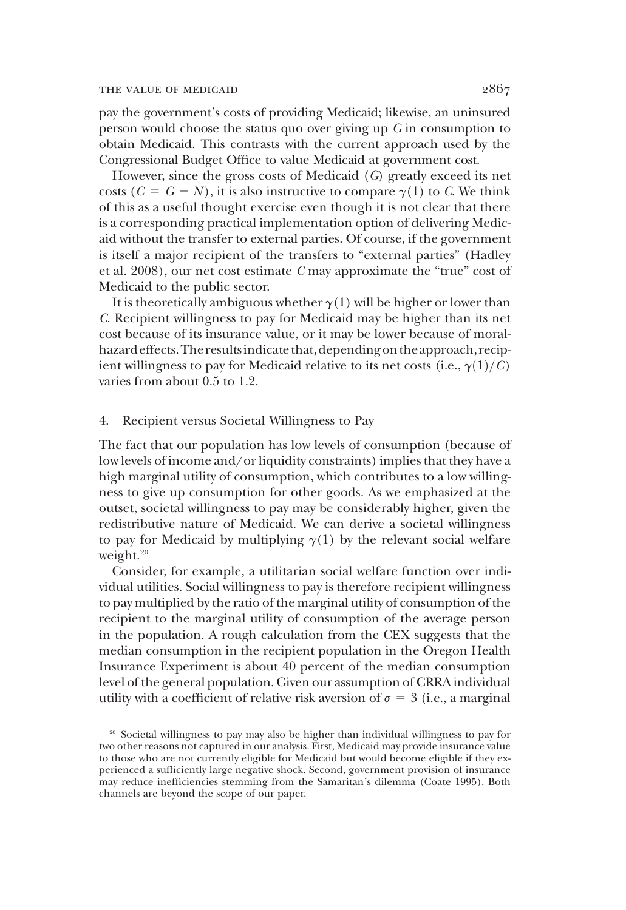pay the government's costs of providing Medicaid; likewise, an uninsured person would choose the status quo over giving up $G$ in consumption to obtain Medicaid. This contrasts with the current approach used by the Congressional Budget Office to value Medicaid at government cost.

However, since the gross costs of Medicaid ($G$) greatly exceed its net costs ($C = G - N$), it is also instructive to compare $\gamma(1)$ to $C$. We think of this as a useful thought exercise even though it is not clear that there is a corresponding practical implementation option of delivering Medicaid without the transfer to external parties. Of course, if the government is itself a major recipient of the transfers to "external parties" (Hadley et al. 2008), our net cost estimate $C$ may approximate the "true" cost of Medicaid to the public sector.

It is theoretically ambiguous whether $\gamma(1)$ will be higher or lower than $C$. Recipient willingness to pay for Medicaid may be higher than its net cost because of its insurance value, or it may be lower because of moral-hazard effects. The results indicate that, depending on the approach, recipient willingness to pay for Medicaid relative to its net costs (i.e., $\gamma(1)/C$) varies from about 0.5 to 1.2.

## 4. Recipient versus Societal Willingness to Pay

The fact that our population has low levels of consumption (because of low levels of income and/or liquidity constraints) implies that they have a high marginal utility of consumption, which contributes to a low willingness to give up consumption for other goods. As we emphasized at the outset, societal willingness to pay may be considerably higher, given the redistributive nature of Medicaid. We can derive a societal willingness to pay for Medicaid by multiplying $\gamma(1)$ by the relevant social welfare weight.[20]

Consider, for example, a utilitarian social welfare function over individual utilities. Social willingness to pay is therefore recipient willingness to pay multiplied by the ratio of the marginal utility of consumption of the recipient to the marginal utility of consumption of the average person in the population. A rough calculation from the CEX suggests that the median consumption in the recipient population in the Oregon Health Insurance Experiment is about 40 percent of the median consumption level of the general population. Given our assumption of CRRA individual utility with a coefficient of relative risk aversion of $\sigma = 3$ (i.e., a marginal

[20] Societal willingness to pay may also be higher than individual willingness to pay for two other reasons not captured in our analysis. First, Medicaid may provide insurance value to those who are not currently eligible for Medicaid but would become eligible if they experienced a sufficiently large negative shock. Second, government provision of insurance may reduce inefficiencies stemming from the Samaritan's dilemma (Coate 1995). Both channels are beyond the scope of our paper.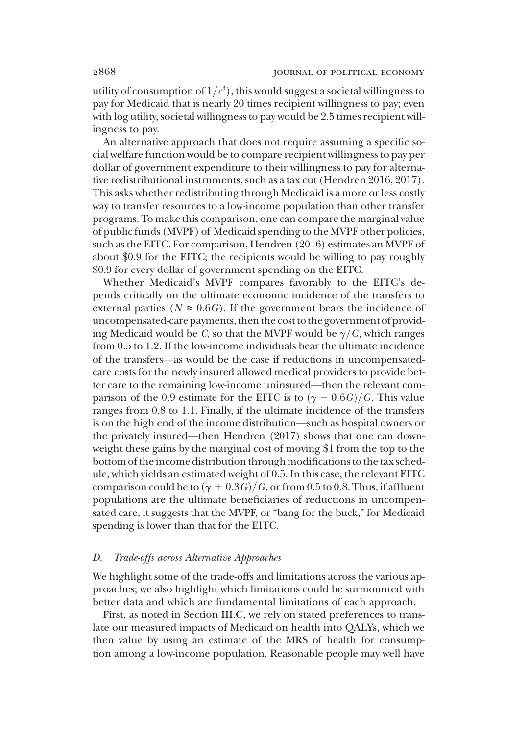utility of consumption of $1/c^3$), this would suggest a societal willingness to pay for Medicaid that is nearly 20 times recipient willingness to pay; even with log utility, societal willingness to pay would be 2.5 times recipient willingness to pay.

An alternative approach that does not require assuming a specific social welfare function would be to compare recipient willingness to pay per dollar of government expenditure to their willingness to pay for alternative redistributional instruments, such as a tax cut (Hendren 2016, 2017). This asks whether redistributing through Medicaid is a more or less costly way to transfer resources to a low-income population than other transfer programs. To make this comparison, one can compare the marginal value of public funds (MVPF) of Medicaid spending to the MVPF other policies, such as the EITC. For comparison, Hendren (2016) estimates an MVPF of about \$0.9 for the EITC; the recipients would be willing to pay roughly \$0.9 for every dollar of government spending on the EITC.

Whether Medicaid's MVPF compares favorably to the EITC's depends critically on the ultimate economic incidence of the transfers to external parties ($N \approx 0.6G$). If the government bears the incidence of uncompensated-care payments, then the cost to the government of providing Medicaid would be $C$, so that the MVPF would be $\gamma/C$, which ranges from 0.5 to 1.2. If the low-income individuals bear the ultimate incidence of the transfers—as would be the case if reductions in uncompensated-care costs for the newly insured allowed medical providers to provide better care to the remaining low-income uninsured—then the relevant comparison of the 0.9 estimate for the EITC is to $(\gamma + 0.6G)/G$. This value ranges from 0.8 to 1.1. Finally, if the ultimate incidence of the transfers is on the high end of the income distribution—such as hospital owners or the privately insured—then Hendren (2017) shows that one can downweight these gains by the marginal cost of moving \$1 from the top to the bottom of the income distribution through modifications to the tax schedule, which yields an estimated weight of 0.5. In this case, the relevant EITC comparison could be to $(\gamma + 0.3G)/G$, or from 0.5 to 0.8. Thus, if affluent populations are the ultimate beneficiaries of reductions in uncompensated care, it suggests that the MVPF, or "bang for the buck," for Medicaid spending is lower than that for the EITC.

### *D. Trade-offs across Alternative Approaches*

We highlight some of the trade-offs and limitations across the various approaches; we also highlight which limitations could be surmounted with better data and which are fundamental limitations of each approach.

First, as noted in Section III.C, we rely on stated preferences to translate our measured impacts of Medicaid on health into QALYs, which we then value by using an estimate of the MRS of health for consumption among a low-income population. Reasonable people may well have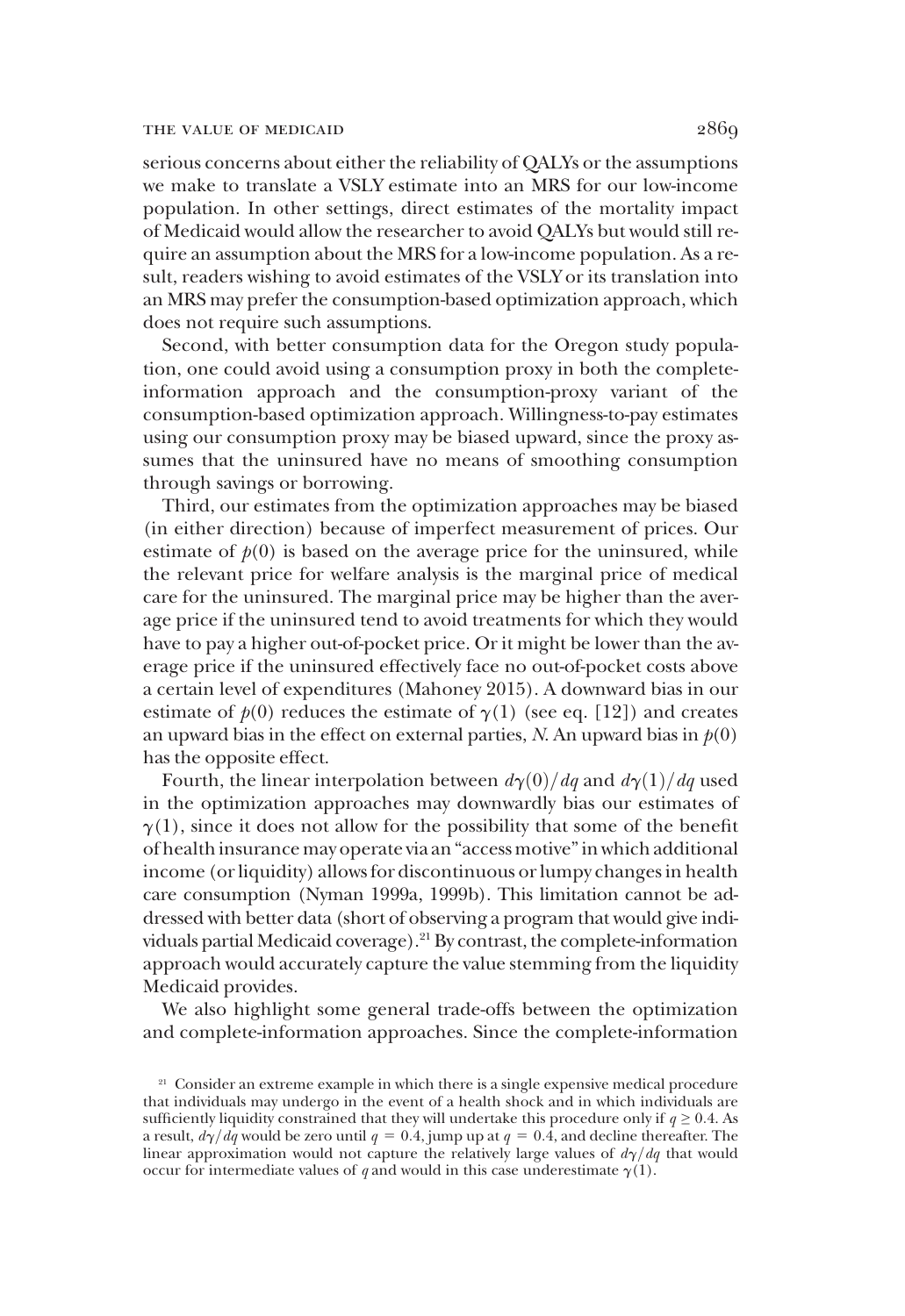serious concerns about either the reliability of QALYs or the assumptions we make to translate a VSLY estimate into an MRS for our low-income population. In other settings, direct estimates of the mortality impact of Medicaid would allow the researcher to avoid QALYs but would still require an assumption about the MRS for a low-income population. As a result, readers wishing to avoid estimates of the VSLY or its translation into an MRS may prefer the consumption-based optimization approach, which does not require such assumptions.

Second, with better consumption data for the Oregon study population, one could avoid using a consumption proxy in both the complete-information approach and the consumption-proxy variant of the consumption-based optimization approach. Willingness-to-pay estimates using our consumption proxy may be biased upward, since the proxy assumes that the uninsured have no means of smoothing consumption through savings or borrowing.

Third, our estimates from the optimization approaches may be biased (in either direction) because of imperfect measurement of prices. Our estimate of $p(0)$ is based on the average price for the uninsured, while the relevant price for welfare analysis is the marginal price of medical care for the uninsured. The marginal price may be higher than the average price if the uninsured tend to avoid treatments for which they would have to pay a higher out-of-pocket price. Or it might be lower than the average price if the uninsured effectively face no out-of-pocket costs above a certain level of expenditures (Mahoney 2015). A downward bias in our estimate of $p(0)$ reduces the estimate of $\gamma(1)$ (see eq. [12]) and creates an upward bias in the effect on external parties, $N$. An upward bias in $p(0)$ has the opposite effect.

Fourth, the linear interpolation between $d\gamma(0)/dq$ and $d\gamma(1)/dq$ used in the optimization approaches may downwardly bias our estimates of $\gamma(1)$, since it does not allow for the possibility that some of the benefit of health insurance may operate via an "access motive" in which additional income (or liquidity) allows for discontinuous or lumpy changes in health care consumption (Nyman 1999a, 1999b). This limitation cannot be addressed with better data (short of observing a program that would give individuals partial Medicaid coverage).[21] By contrast, the complete-information approach would accurately capture the value stemming from the liquidity Medicaid provides.

We also highlight some general trade-offs between the optimization and complete-information approaches. Since the complete-information

[21] Consider an extreme example in which there is a single expensive medical procedure that individuals may undergo in the event of a health shock and in which individuals are sufficiently liquidity constrained that they will undertake this procedure only if $q \geq 0.4$. As a result, $d\gamma/dq$ would be zero until $q = 0.4$, jump up at $q = 0.4$, and decline thereafter. The linear approximation would not capture the relatively large values of $d\gamma/dq$ that would occur for intermediate values of $q$ and would in this case underestimate $\gamma(1)$.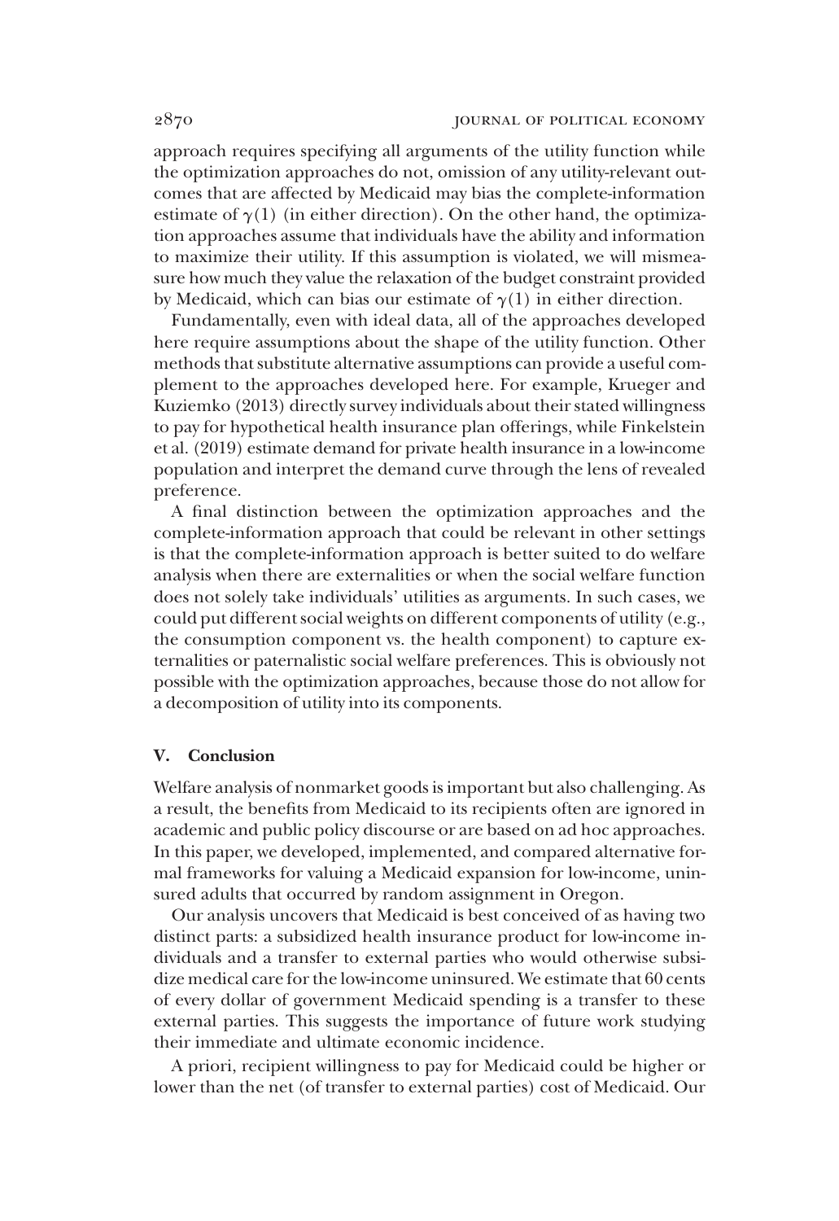approach requires specifying all arguments of the utility function while the optimization approaches do not, omission of any utility-relevant outcomes that are affected by Medicaid may bias the complete-information estimate of $\gamma(1)$ (in either direction). On the other hand, the optimization approaches assume that individuals have the ability and information to maximize their utility. If this assumption is violated, we will mismeasure how much they value the relaxation of the budget constraint provided by Medicaid, which can bias our estimate of $\gamma(1)$ in either direction.

Fundamentally, even with ideal data, all of the approaches developed here require assumptions about the shape of the utility function. Other methods that substitute alternative assumptions can provide a useful complement to the approaches developed here. For example, Krueger and Kuziemko (2013) directly survey individuals about their stated willingness to pay for hypothetical health insurance plan offerings, while Finkelstein et al. (2019) estimate demand for private health insurance in a low-income population and interpret the demand curve through the lens of revealed preference.

A final distinction between the optimization approaches and the complete-information approach that could be relevant in other settings is that the complete-information approach is better suited to do welfare analysis when there are externalities or when the social welfare function does not solely take individuals' utilities as arguments. In such cases, we could put different social weights on different components of utility (e.g., the consumption component vs. the health component) to capture externalities or paternalistic social welfare preferences. This is obviously not possible with the optimization approaches, because those do not allow for a decomposition of utility into its components.

## V. Conclusion

Welfare analysis of nonmarket goods is important but also challenging. As a result, the benefits from Medicaid to its recipients often are ignored in academic and public policy discourse or are based on ad hoc approaches. In this paper, we developed, implemented, and compared alternative formal frameworks for valuing a Medicaid expansion for low-income, uninsured adults that occurred by random assignment in Oregon.

Our analysis uncovers that Medicaid is best conceived of as having two distinct parts: a subsidized health insurance product for low-income individuals and a transfer to external parties who would otherwise subsidize medical care for the low-income uninsured. We estimate that 60 cents of every dollar of government Medicaid spending is a transfer to these external parties. This suggests the importance of future work studying their immediate and ultimate economic incidence.

A priori, recipient willingness to pay for Medicaid could be higher or lower than the net (of transfer to external parties) cost of Medicaid. Our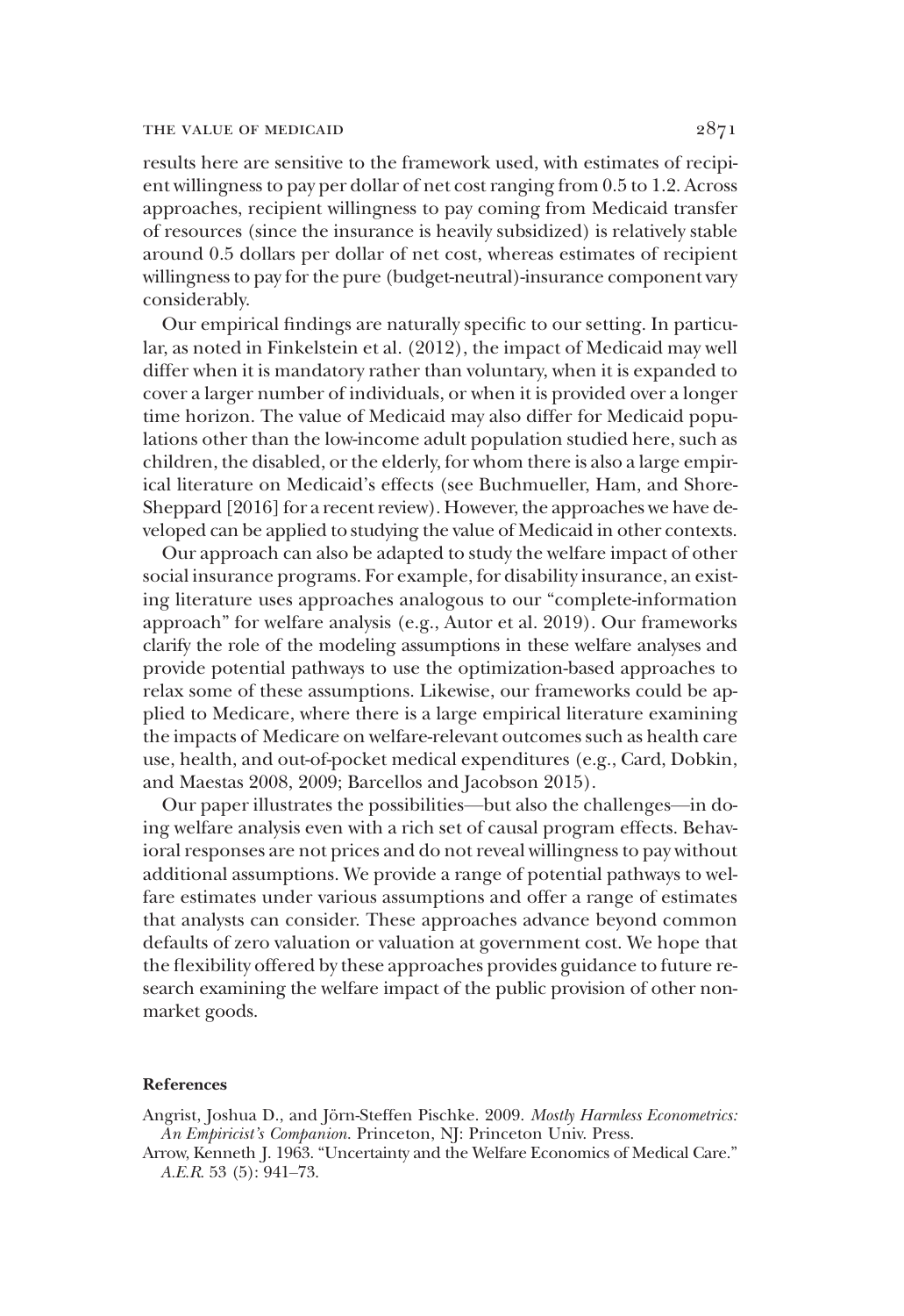results here are sensitive to the framework used, with estimates of recipient willingness to pay per dollar of net cost ranging from 0.5 to 1.2. Across approaches, recipient willingness to pay coming from Medicaid transfer of resources (since the insurance is heavily subsidized) is relatively stable around 0.5 dollars per dollar of net cost, whereas estimates of recipient willingness to pay for the pure (budget-neutral)-insurance component vary considerably.

Our empirical findings are naturally specific to our setting. In particular, as noted in Finkelstein et al. (2012), the impact of Medicaid may well differ when it is mandatory rather than voluntary, when it is expanded to cover a larger number of individuals, or when it is provided over a longer time horizon. The value of Medicaid may also differ for Medicaid populations other than the low-income adult population studied here, such as children, the disabled, or the elderly, for whom there is also a large empirical literature on Medicaid's effects (see Buchmueller, Ham, and Shore-Sheppard [2016] for a recent review). However, the approaches we have developed can be applied to studying the value of Medicaid in other contexts.

Our approach can also be adapted to study the welfare impact of other social insurance programs. For example, for disability insurance, an existing literature uses approaches analogous to our "complete-information approach" for welfare analysis (e.g., Autor et al. 2019). Our frameworks clarify the role of the modeling assumptions in these welfare analyses and provide potential pathways to use the optimization-based approaches to relax some of these assumptions. Likewise, our frameworks could be applied to Medicare, where there is a large empirical literature examining the impacts of Medicare on welfare-relevant outcomes such as health care use, health, and out-of-pocket medical expenditures (e.g., Card, Dobkin, and Maestas 2008, 2009; Barcellos and Jacobson 2015).

Our paper illustrates the possibilities—but also the challenges—in doing welfare analysis even with a rich set of causal program effects. Behavioral responses are not prices and do not reveal willingness to pay without additional assumptions. We provide a range of potential pathways to welfare estimates under various assumptions and offer a range of estimates that analysts can consider. These approaches advance beyond common defaults of zero valuation or valuation at government cost. We hope that the flexibility offered by these approaches provides guidance to future research examining the welfare impact of the public provision of other nonmarket goods.

## References

Angrist, Joshua D., and Jörn-Steffen Pischke. 2009. *Mostly Harmless Econometrics: An Empiricist's Companion*. Princeton, NJ: Princeton Univ. Press.

Arrow, Kenneth J. 1963. "Uncertainty and the Welfare Economics of Medical Care." *A.E.R.* 53 (5): 941–73.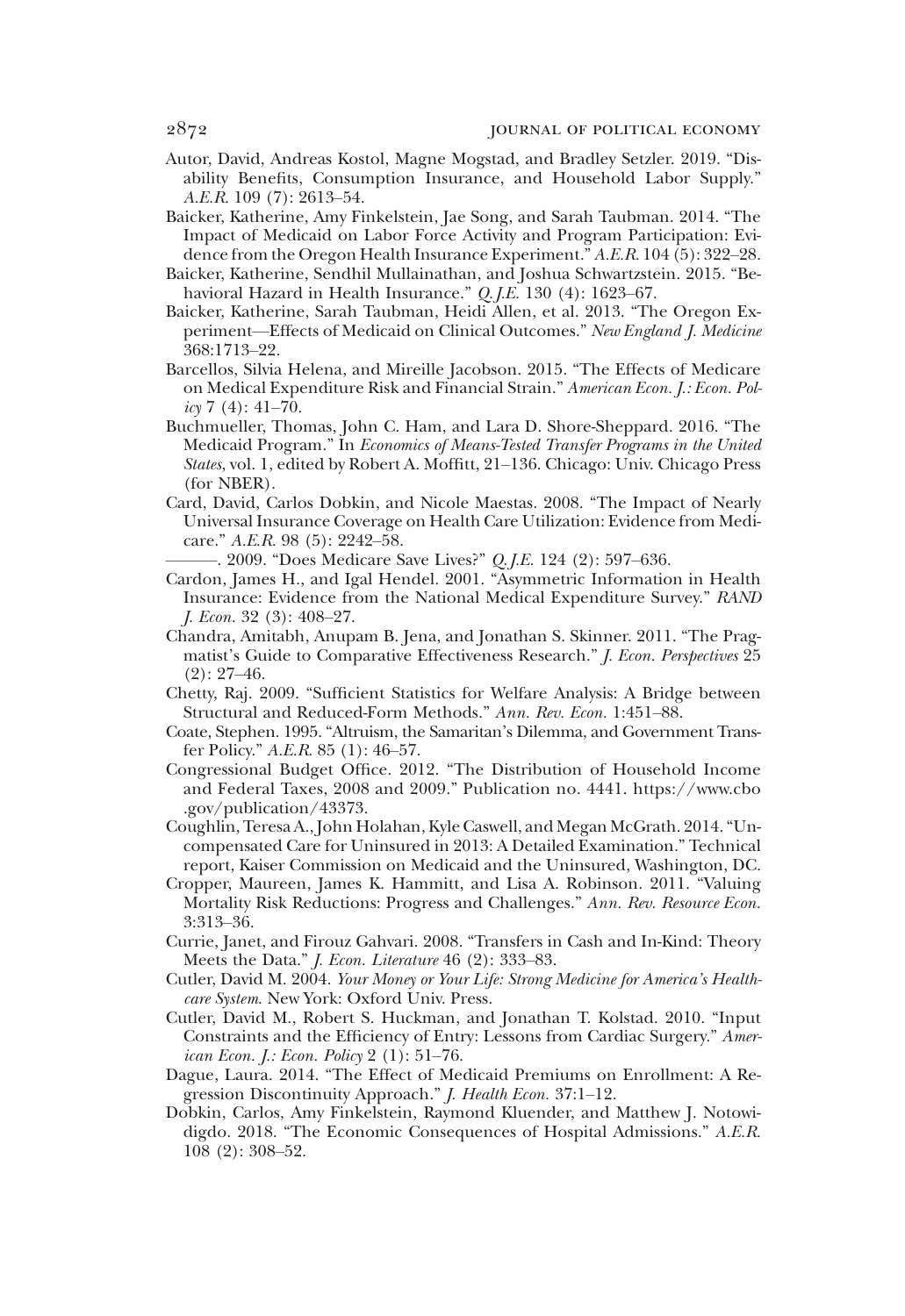Autor, David, Andreas Kostol, Magne Mogstad, and Bradley Setzler. 2019. "Disability Benefits, Consumption Insurance, and Household Labor Supply." *A.E.R.* 109 (7): 2613–54.

Baicker, Katherine, Amy Finkelstein, Jae Song, and Sarah Taubman. 2014. "The Impact of Medicaid on Labor Force Activity and Program Participation: Evidence from the Oregon Health Insurance Experiment." *A.E.R.* 104 (5): 322–28.

Baicker, Katherine, Sendhil Mullainathan, and Joshua Schwartzstein. 2015. "Behavioral Hazard in Health Insurance." *Q.J.E.* 130 (4): 1623–67.

Baicker, Katherine, Sarah Taubman, Heidi Allen, et al. 2013. "The Oregon Experiment—Effects of Medicaid on Clinical Outcomes." *New England J. Medicine* 368:1713–22.

Barcellos, Silvia Helena, and Mireille Jacobson. 2015. "The Effects of Medicare on Medical Expenditure Risk and Financial Strain." *American Econ. J.: Econ. Policy* 7 (4): 41–70.

Buchmueller, Thomas, John C. Ham, and Lara D. Shore-Sheppard. 2016. "The Medicaid Program." In *Economics of Means-Tested Transfer Programs in the United States*, vol. 1, edited by Robert A. Moffitt, 21–136. Chicago: Univ. Chicago Press (for NBER).

Card, David, Carlos Dobkin, and Nicole Maestas. 2008. "The Impact of Nearly Universal Insurance Coverage on Health Care Utilization: Evidence from Medicare." *A.E.R.* 98 (5): 2242–58.

———. 2009. "Does Medicare Save Lives?" *Q.J.E.* 124 (2): 597–636.

Cardon, James H., and Igal Hendel. 2001. "Asymmetric Information in Health Insurance: Evidence from the National Medical Expenditure Survey." *RAND J. Econ.* 32 (3): 408–27.

Chandra, Amitabh, Anupam B. Jena, and Jonathan S. Skinner. 2011. "The Pragmatist's Guide to Comparative Effectiveness Research." *J. Econ. Perspectives* 25 (2): 27–46.

Chetty, Raj. 2009. "Sufficient Statistics for Welfare Analysis: A Bridge between Structural and Reduced-Form Methods." *Ann. Rev. Econ.* 1:451–88.

Coate, Stephen. 1995. "Altruism, the Samaritan's Dilemma, and Government Transfer Policy." *A.E.R.* 85 (1): 46–57.

Congressional Budget Office. 2012. "The Distribution of Household Income and Federal Taxes, 2008 and 2009." Publication no. 4441. https://www.cbo.gov/publication/43373.

Coughlin, Teresa A., John Holahan, Kyle Caswell, and Megan McGrath. 2014. "Uncompensated Care for Uninsured in 2013: A Detailed Examination." Technical report, Kaiser Commission on Medicaid and the Uninsured, Washington, DC.

Cropper, Maureen, James K. Hammitt, and Lisa A. Robinson. 2011. "Valuing Mortality Risk Reductions: Progress and Challenges." *Ann. Rev. Resource Econ.* 3:313–36.

Currie, Janet, and Firouz Gahvari. 2008. "Transfers in Cash and In-Kind: Theory Meets the Data." *J. Econ. Literature* 46 (2): 333–83.

Cutler, David M. 2004. *Your Money or Your Life: Strong Medicine for America's Healthcare System*. New York: Oxford Univ. Press.

Cutler, David M., Robert S. Huckman, and Jonathan T. Kolstad. 2010. "Input Constraints and the Efficiency of Entry: Lessons from Cardiac Surgery." *American Econ. J.: Econ. Policy* 2 (1): 51–76.

Dague, Laura. 2014. "The Effect of Medicaid Premiums on Enrollment: A Regression Discontinuity Approach." *J. Health Econ.* 37:1–12.

Dobkin, Carlos, Amy Finkelstein, Raymond Kluender, and Matthew J. Notowidigdo. 2018. "The Economic Consequences of Hospital Admissions." *A.E.R.* 108 (2): 308–52.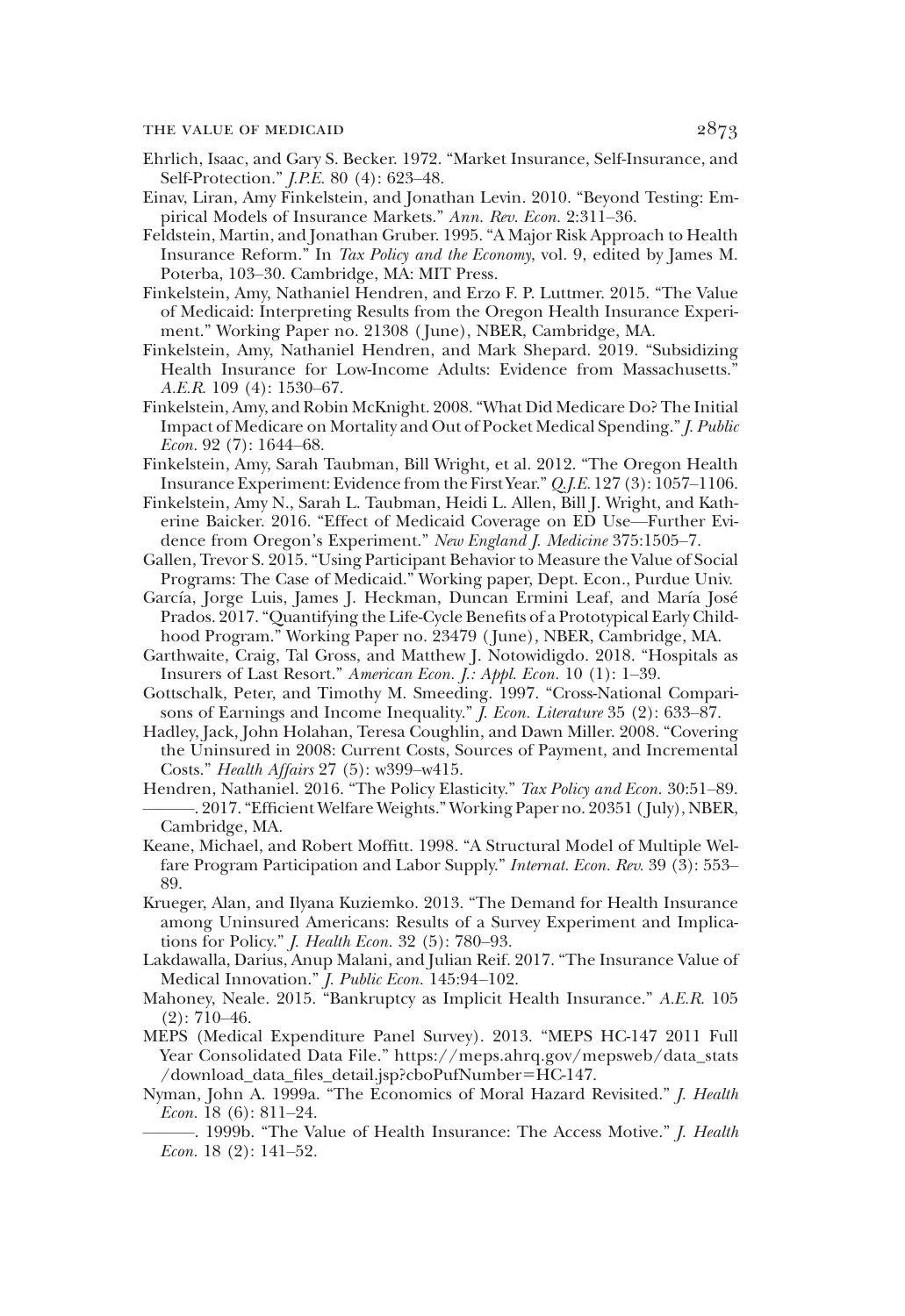Ehrlich, Isaac, and Gary S. Becker. 1972. "Market Insurance, Self-Insurance, and Self-Protection." *J.P.E.* 80 (4): 623–48.

Einav, Liran, Amy Finkelstein, and Jonathan Levin. 2010. "Beyond Testing: Empirical Models of Insurance Markets." *Ann. Rev. Econ.* 2:311–36.

Feldstein, Martin, and Jonathan Gruber. 1995. "A Major Risk Approach to Health Insurance Reform." In *Tax Policy and the Economy*, vol. 9, edited by James M. Poterba, 103–30. Cambridge, MA: MIT Press.

Finkelstein, Amy, Nathaniel Hendren, and Erzo F. P. Luttmer. 2015. "The Value of Medicaid: Interpreting Results from the Oregon Health Insurance Experiment." Working Paper no. 21308 (June), NBER, Cambridge, MA.

Finkelstein, Amy, Nathaniel Hendren, and Mark Shepard. 2019. "Subsidizing Health Insurance for Low-Income Adults: Evidence from Massachusetts." *A.E.R.* 109 (4): 1530–67.

Finkelstein, Amy, and Robin McKnight. 2008. "What Did Medicare Do? The Initial Impact of Medicare on Mortality and Out of Pocket Medical Spending." *J. Public Econ.* 92 (7): 1644–68.

Finkelstein, Amy, Sarah Taubman, Bill Wright, et al. 2012. "The Oregon Health Insurance Experiment: Evidence from the First Year." *Q.J.E.* 127 (3): 1057–1106.

Finkelstein, Amy N., Sarah L. Taubman, Heidi L. Allen, Bill J. Wright, and Katherine Baicker. 2016. "Effect of Medicaid Coverage on ED Use—Further Evidence from Oregon's Experiment." *New England J. Medicine* 375:1505–7.

Gallen, Trevor S. 2015. "Using Participant Behavior to Measure the Value of Social Programs: The Case of Medicaid." Working paper, Dept. Econ., Purdue Univ.

García, Jorge Luis, James J. Heckman, Duncan Ermini Leaf, and María José Prados. 2017. "Quantifying the Life-Cycle Benefits of a Prototypical Early Childhood Program." Working Paper no. 23479 (June), NBER, Cambridge, MA.

Garthwaite, Craig, Tal Gross, and Matthew J. Notowidigdo. 2018. "Hospitals as Insurers of Last Resort." *American Econ. J.: Appl. Econ.* 10 (1): 1–39.

Gottschalk, Peter, and Timothy M. Smeeding. 1997. "Cross-National Comparisons of Earnings and Income Inequality." *J. Econ. Literature* 35 (2): 633–87.

Hadley, Jack, John Holahan, Teresa Coughlin, and Dawn Miller. 2008. "Covering the Uninsured in 2008: Current Costs, Sources of Payment, and Incremental Costs." *Health Affairs* 27 (5): w399–w415.

Hendren, Nathaniel. 2016. "The Policy Elasticity." *Tax Policy and Econ.* 30:51–89.

———. 2017. "Efficient Welfare Weights." Working Paper no. 20351 (July), NBER, Cambridge, MA.

Keane, Michael, and Robert Moffitt. 1998. "A Structural Model of Multiple Welfare Program Participation and Labor Supply." *Internat. Econ. Rev.* 39 (3): 553–89.

Krueger, Alan, and Ilyana Kuziemko. 2013. "The Demand for Health Insurance among Uninsured Americans: Results of a Survey Experiment and Implications for Policy." *J. Health Econ.* 32 (5): 780–93.

Lakdawalla, Darius, Anup Malani, and Julian Reif. 2017. "The Insurance Value of Medical Innovation." *J. Public Econ.* 145:94–102.

Mahoney, Neale. 2015. "Bankruptcy as Implicit Health Insurance." *A.E.R.* 105 (2): 710–46.

MEPS (Medical Expenditure Panel Survey). 2013. "MEPS HC-147 2011 Full Year Consolidated Data File." https://meps.ahrq.gov/mepsweb/data_stats/download_data_files_detail.jsp?cboPufNumber=HC-147.

Nyman, John A. 1999a. "The Economics of Moral Hazard Revisited." *J. Health Econ.* 18 (6): 811–24.

———. 1999b. "The Value of Health Insurance: The Access Motive." *J. Health Econ.* 18 (2): 141–52.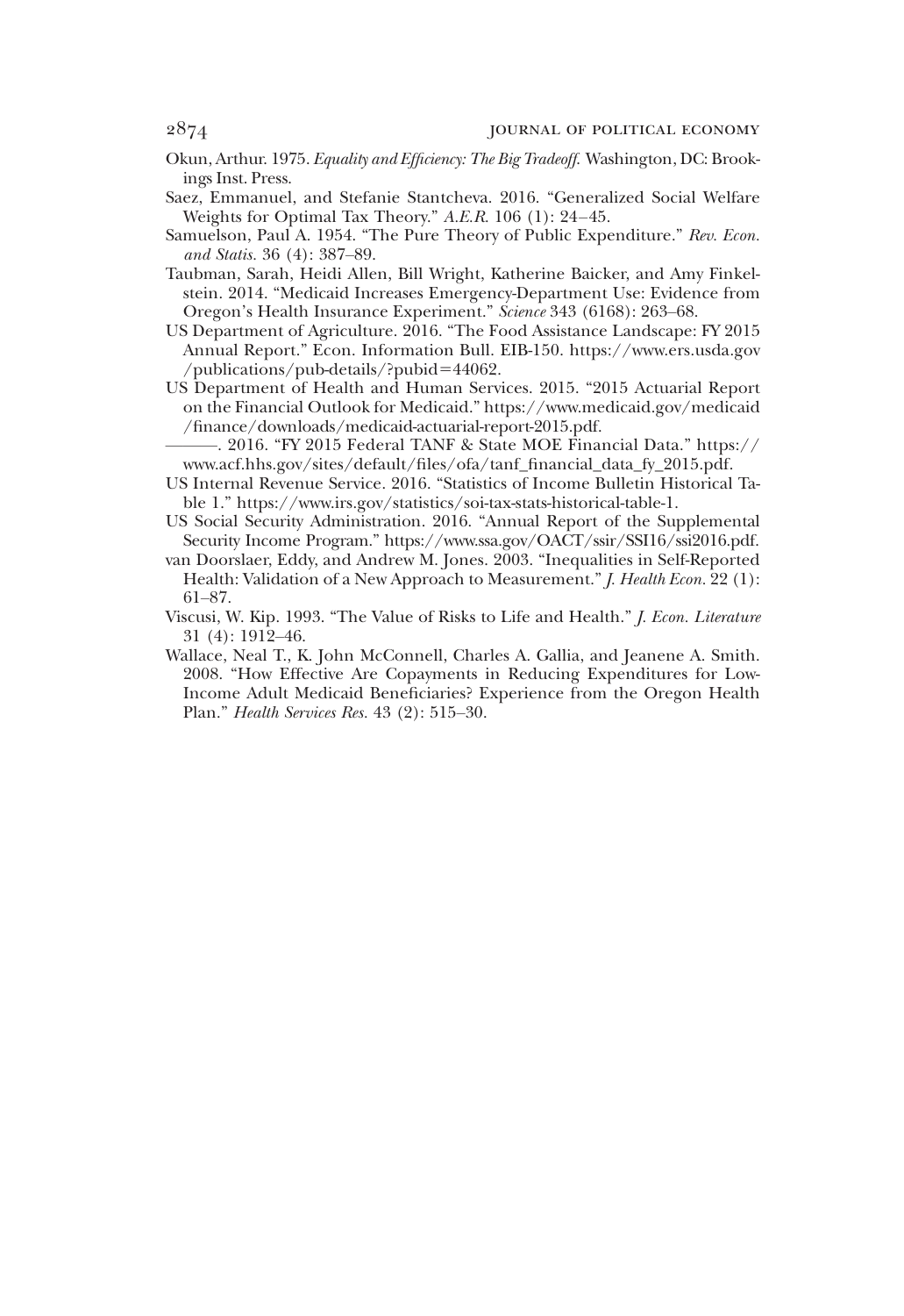Okun, Arthur. 1975. *Equality and Efficiency: The Big Tradeoff.* Washington, DC: Brookings Inst. Press.

Saez, Emmanuel, and Stefanie Stantcheva. 2016. "Generalized Social Welfare Weights for Optimal Tax Theory." *A.E.R.* 106 (1): 24–45.

Samuelson, Paul A. 1954. "The Pure Theory of Public Expenditure." *Rev. Econ. and Statis.* 36 (4): 387–89.

Taubman, Sarah, Heidi Allen, Bill Wright, Katherine Baicker, and Amy Finkelstein. 2014. "Medicaid Increases Emergency-Department Use: Evidence from Oregon's Health Insurance Experiment." *Science* 343 (6168): 263–68.

US Department of Agriculture. 2016. "The Food Assistance Landscape: FY 2015 Annual Report." Econ. Information Bull. EIB-150. https://www.ers.usda.gov/publications/pub-details/?pubid=44062.

US Department of Health and Human Services. 2015. "2015 Actuarial Report on the Financial Outlook for Medicaid." https://www.medicaid.gov/medicaid/finance/downloads/medicaid-actuarial-report-2015.pdf.

———. 2016. "FY 2015 Federal TANF & State MOE Financial Data." https://www.acf.hhs.gov/sites/default/files/ofa/tanf_financial_data_fy_2015.pdf.

US Internal Revenue Service. 2016. "Statistics of Income Bulletin Historical Table 1." https://www.irs.gov/statistics/soi-tax-stats-historical-table-1.

US Social Security Administration. 2016. "Annual Report of the Supplemental Security Income Program." https://www.ssa.gov/OACT/ssir/SSI16/ssi2016.pdf.

van Doorslaer, Eddy, and Andrew M. Jones. 2003. "Inequalities in Self-Reported Health: Validation of a New Approach to Measurement." *J. Health Econ.* 22 (1): 61–87.

Viscusi, W. Kip. 1993. "The Value of Risks to Life and Health." *J. Econ. Literature* 31 (4): 1912–46.

Wallace, Neal T., K. John McConnell, Charles A. Gallia, and Jeanene A. Smith. 2008. "How Effective Are Copayments in Reducing Expenditures for Low-Income Adult Medicaid Beneficiaries? Experience from the Oregon Health Plan." *Health Services Res.* 43 (2): 515–30.